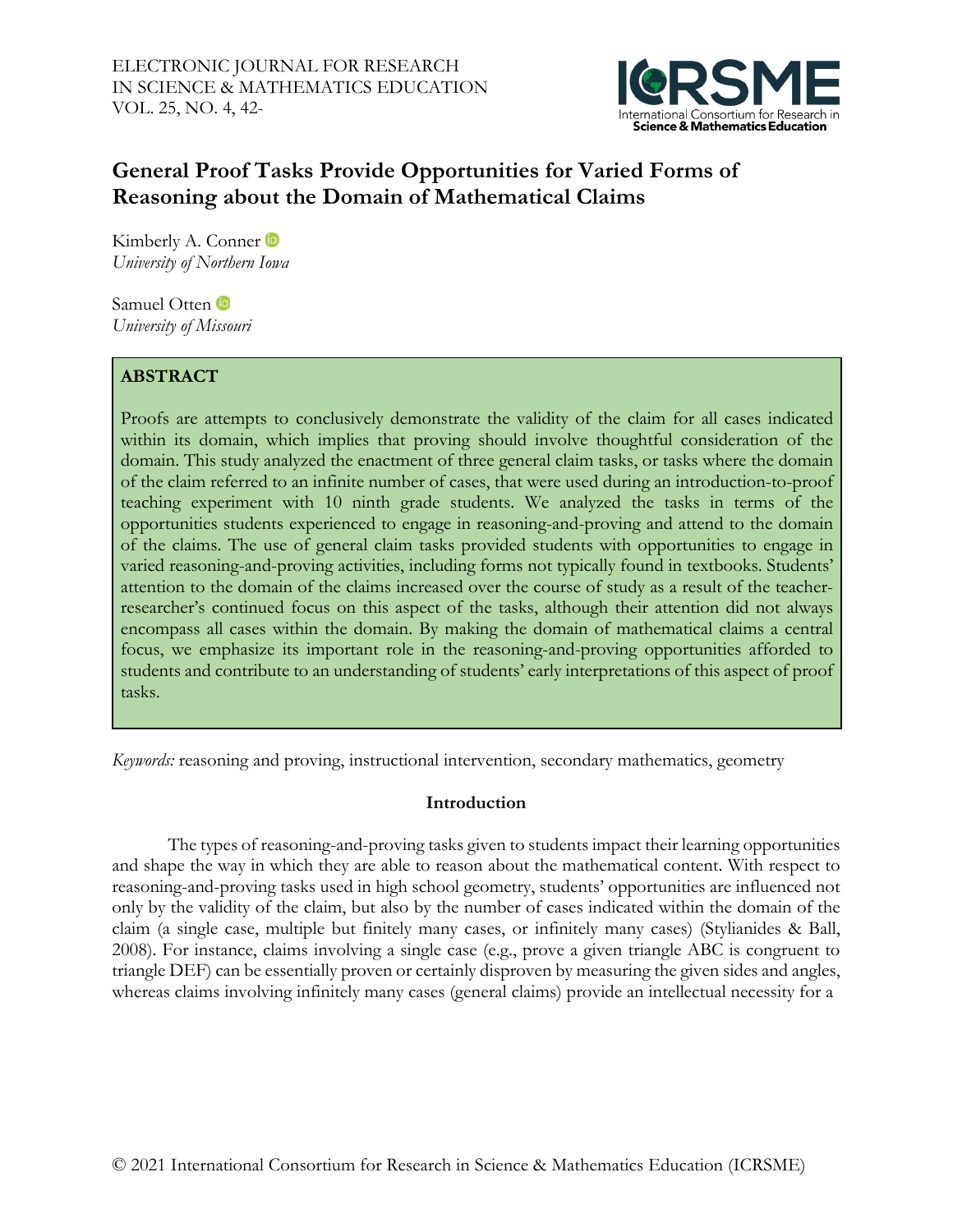# General Proof Tasks Provide Opportunities for Varied Forms of Reasoning about the Domain of Mathematical Claims

Kimberly A. Conner
*University of Northern Iowa*

Samuel Otten
*University of Missouri*

## ABSTRACT

Proofs are attempts to conclusively demonstrate the validity of the claim for all cases indicated within its domain, which implies that proving should involve thoughtful consideration of the domain. This study analyzed the enactment of three general claim tasks, or tasks where the domain of the claim referred to an infinite number of cases, that were used during an introduction-to-proof teaching experiment with 10 ninth grade students. We analyzed the tasks in terms of the opportunities students experienced to engage in reasoning-and-proving and attend to the domain of the claims. The use of general claim tasks provided students with opportunities to engage in varied reasoning-and-proving activities, including forms not typically found in textbooks. Students' attention to the domain of the claims increased over the course of study as a result of the teacher-researcher's continued focus on this aspect of the tasks, although their attention did not always encompass all cases within the domain. By making the domain of mathematical claims a central focus, we emphasize its important role in the reasoning-and-proving opportunities afforded to students and contribute to an understanding of students' early interpretations of this aspect of proof tasks.

*Keywords:* reasoning and proving, instructional intervention, secondary mathematics, geometry

## Introduction

The types of reasoning-and-proving tasks given to students impact their learning opportunities and shape the way in which they are able to reason about the mathematical content. With respect to reasoning-and-proving tasks used in high school geometry, students' opportunities are influenced not only by the validity of the claim, but also by the number of cases indicated within the domain of the claim (a single case, multiple but finitely many cases, or infinitely many cases) (Stylianides & Ball, 2008). For instance, claims involving a single case (e.g., prove a given triangle ABC is congruent to triangle DEF) can be essentially proven or certainly disproven by measuring the given sides and angles, whereas claims involving infinitely many cases (general claims) provide an intellectual necessity for a

© 2021 International Consortium for Research in Science & Mathematics Education (ICRSME)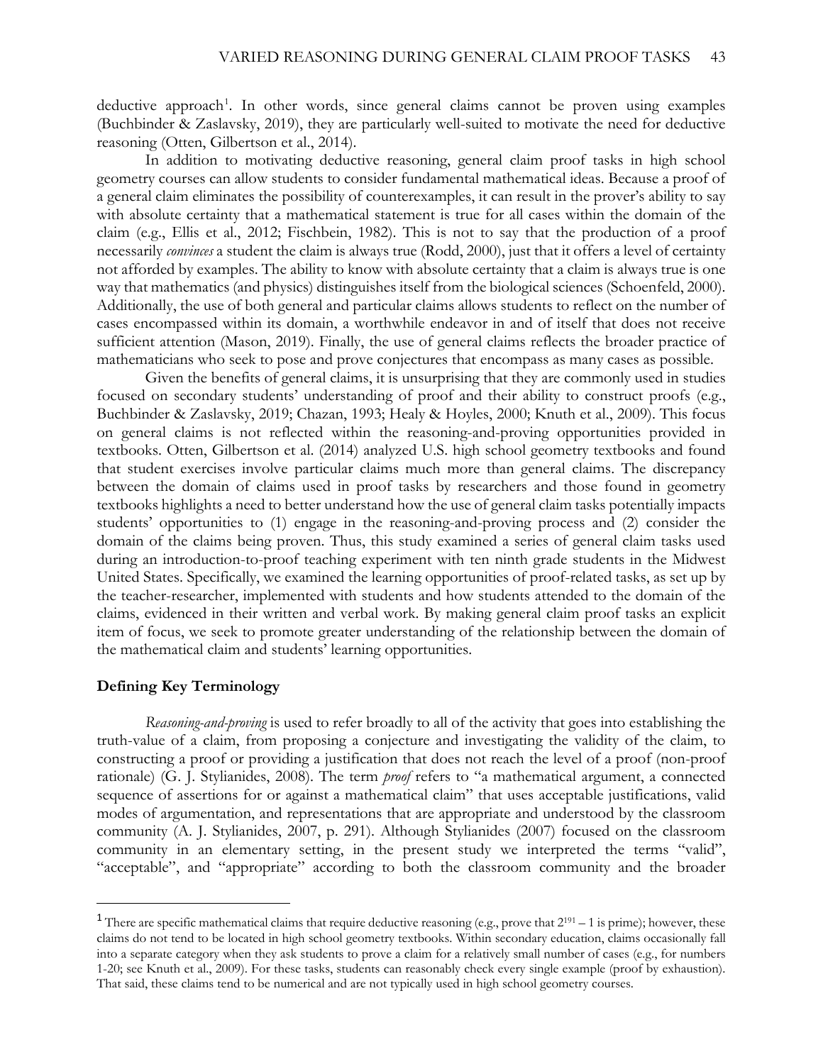deductive approach[1]. In other words, since general claims cannot be proven using examples (Buchbinder & Zaslavsky, 2019), they are particularly well-suited to motivate the need for deductive reasoning (Otten, Gilbertson et al., 2014).

In addition to motivating deductive reasoning, general claim proof tasks in high school geometry courses can allow students to consider fundamental mathematical ideas. Because a proof of a general claim eliminates the possibility of counterexamples, it can result in the prover's ability to say with absolute certainty that a mathematical statement is true for all cases within the domain of the claim (e.g., Ellis et al., 2012; Fischbein, 1982). This is not to say that the production of a proof necessarily *convinces* a student the claim is always true (Rodd, 2000), just that it offers a level of certainty not afforded by examples. The ability to know with absolute certainty that a claim is always true is one way that mathematics (and physics) distinguishes itself from the biological sciences (Schoenfeld, 2000). Additionally, the use of both general and particular claims allows students to reflect on the number of cases encompassed within its domain, a worthwhile endeavor in and of itself that does not receive sufficient attention (Mason, 2019). Finally, the use of general claims reflects the broader practice of mathematicians who seek to pose and prove conjectures that encompass as many cases as possible.

Given the benefits of general claims, it is unsurprising that they are commonly used in studies focused on secondary students' understanding of proof and their ability to construct proofs (e.g., Buchbinder & Zaslavsky, 2019; Chazan, 1993; Healy & Hoyles, 2000; Knuth et al., 2009). This focus on general claims is not reflected within the reasoning-and-proving opportunities provided in textbooks. Otten, Gilbertson et al. (2014) analyzed U.S. high school geometry textbooks and found that student exercises involve particular claims much more than general claims. The discrepancy between the domain of claims used in proof tasks by researchers and those found in geometry textbooks highlights a need to better understand how the use of general claim tasks potentially impacts students' opportunities to (1) engage in the reasoning-and-proving process and (2) consider the domain of the claims being proven. Thus, this study examined a series of general claim tasks used during an introduction-to-proof teaching experiment with ten ninth grade students in the Midwest United States. Specifically, we examined the learning opportunities of proof-related tasks, as set up by the teacher-researcher, implemented with students and how students attended to the domain of the claims, evidenced in their written and verbal work. By making general claim proof tasks an explicit item of focus, we seek to promote greater understanding of the relationship between the domain of the mathematical claim and students' learning opportunities.

## Defining Key Terminology

*Reasoning-and-proving* is used to refer broadly to all of the activity that goes into establishing the truth-value of a claim, from proposing a conjecture and investigating the validity of the claim, to constructing a proof or providing a justification that does not reach the level of a proof (non-proof rationale) (G. J. Stylianides, 2008). The term *proof* refers to "a mathematical argument, a connected sequence of assertions for or against a mathematical claim" that uses acceptable justifications, valid modes of argumentation, and representations that are appropriate and understood by the classroom community (A. J. Stylianides, 2007, p. 291). Although Stylianides (2007) focused on the classroom community in an elementary setting, in the present study we interpreted the terms "valid", "acceptable", and "appropriate" according to both the classroom community and the broader

---

[1] There are specific mathematical claims that require deductive reasoning (e.g., prove that $2^{191} - 1$ is prime); however, these claims do not tend to be located in high school geometry textbooks. Within secondary education, claims occasionally fall into a separate category when they ask students to prove a claim for a relatively small number of cases (e.g., for numbers 1-20; see Knuth et al., 2009). For these tasks, students can reasonably check every single example (proof by exhaustion). That said, these claims tend to be numerical and are not typically used in high school geometry courses.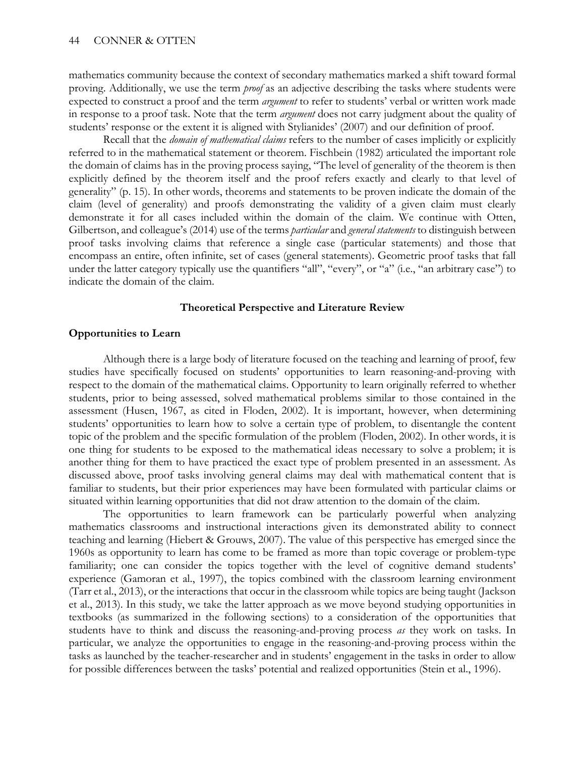mathematics community because the context of secondary mathematics marked a shift toward formal proving. Additionally, we use the term *proof* as an adjective describing the tasks where students were expected to construct a proof and the term *argument* to refer to students' verbal or written work made in response to a proof task. Note that the term *argument* does not carry judgment about the quality of students' response or the extent it is aligned with Stylianides' (2007) and our definition of proof.

Recall that the *domain of mathematical claims* refers to the number of cases implicitly or explicitly referred to in the mathematical statement or theorem. Fischbein (1982) articulated the important role the domain of claims has in the proving process saying, "The level of generality of the theorem is then explicitly defined by the theorem itself and the proof refers exactly and clearly to that level of generality" (p. 15). In other words, theorems and statements to be proven indicate the domain of the claim (level of generality) and proofs demonstrating the validity of a given claim must clearly demonstrate it for all cases included within the domain of the claim. We continue with Otten, Gilbertson, and colleague's (2014) use of the terms *particular* and *general statements* to distinguish between proof tasks involving claims that reference a single case (particular statements) and those that encompass an entire, often infinite, set of cases (general statements). Geometric proof tasks that fall under the latter category typically use the quantifiers "all", "every", or "a" (i.e., "an arbitrary case") to indicate the domain of the claim.

## Theoretical Perspective and Literature Review

### Opportunities to Learn

Although there is a large body of literature focused on the teaching and learning of proof, few studies have specifically focused on students' opportunities to learn reasoning-and-proving with respect to the domain of the mathematical claims. Opportunity to learn originally referred to whether students, prior to being assessed, solved mathematical problems similar to those contained in the assessment (Husen, 1967, as cited in Floden, 2002). It is important, however, when determining students' opportunities to learn how to solve a certain type of problem, to disentangle the content topic of the problem and the specific formulation of the problem (Floden, 2002). In other words, it is one thing for students to be exposed to the mathematical ideas necessary to solve a problem; it is another thing for them to have practiced the exact type of problem presented in an assessment. As discussed above, proof tasks involving general claims may deal with mathematical content that is familiar to students, but their prior experiences may have been formulated with particular claims or situated within learning opportunities that did not draw attention to the domain of the claim.

The opportunities to learn framework can be particularly powerful when analyzing mathematics classrooms and instructional interactions given its demonstrated ability to connect teaching and learning (Hiebert & Grouws, 2007). The value of this perspective has emerged since the 1960s as opportunity to learn has come to be framed as more than topic coverage or problem-type familiarity; one can consider the topics together with the level of cognitive demand students' experience (Gamoran et al., 1997), the topics combined with the classroom learning environment (Tarr et al., 2013), or the interactions that occur in the classroom while topics are being taught (Jackson et al., 2013). In this study, we take the latter approach as we move beyond studying opportunities in textbooks (as summarized in the following sections) to a consideration of the opportunities that students have to think and discuss the reasoning-and-proving process *as* they work on tasks. In particular, we analyze the opportunities to engage in the reasoning-and-proving process within the tasks as launched by the teacher-researcher and in students' engagement in the tasks in order to allow for possible differences between the tasks' potential and realized opportunities (Stein et al., 1996).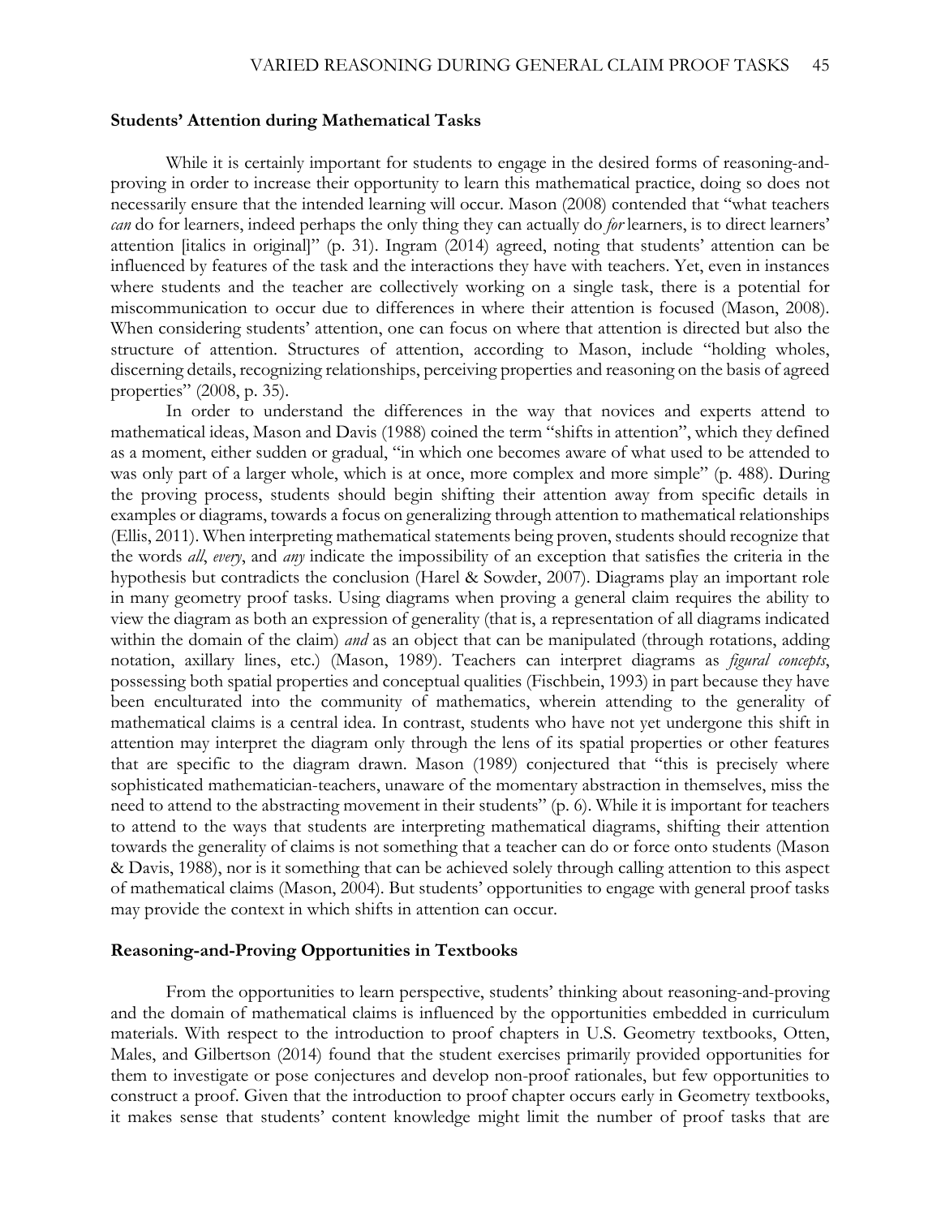### Students' Attention during Mathematical Tasks

While it is certainly important for students to engage in the desired forms of reasoning-and-proving in order to increase their opportunity to learn this mathematical practice, doing so does not necessarily ensure that the intended learning will occur. Mason (2008) contended that "what teachers *can* do for learners, indeed perhaps the only thing they can actually do *for* learners, is to direct learners' attention [italics in original]" (p. 31). Ingram (2014) agreed, noting that students' attention can be influenced by features of the task and the interactions they have with teachers. Yet, even in instances where students and the teacher are collectively working on a single task, there is a potential for miscommunication to occur due to differences in where their attention is focused (Mason, 2008). When considering students' attention, one can focus on where that attention is directed but also the structure of attention. Structures of attention, according to Mason, include "holding wholes, discerning details, recognizing relationships, perceiving properties and reasoning on the basis of agreed properties" (2008, p. 35).

In order to understand the differences in the way that novices and experts attend to mathematical ideas, Mason and Davis (1988) coined the term "shifts in attention", which they defined as a moment, either sudden or gradual, "in which one becomes aware of what used to be attended to was only part of a larger whole, which is at once, more complex and more simple" (p. 488). During the proving process, students should begin shifting their attention away from specific details in examples or diagrams, towards a focus on generalizing through attention to mathematical relationships (Ellis, 2011). When interpreting mathematical statements being proven, students should recognize that the words *all*, *every*, and *any* indicate the impossibility of an exception that satisfies the criteria in the hypothesis but contradicts the conclusion (Harel & Sowder, 2007). Diagrams play an important role in many geometry proof tasks. Using diagrams when proving a general claim requires the ability to view the diagram as both an expression of generality (that is, a representation of all diagrams indicated within the domain of the claim) *and* as an object that can be manipulated (through rotations, adding notation, axillary lines, etc.) (Mason, 1989). Teachers can interpret diagrams as *figural concepts*, possessing both spatial properties and conceptual qualities (Fischbein, 1993) in part because they have been enculturated into the community of mathematics, wherein attending to the generality of mathematical claims is a central idea. In contrast, students who have not yet undergone this shift in attention may interpret the diagram only through the lens of its spatial properties or other features that are specific to the diagram drawn. Mason (1989) conjectured that "this is precisely where sophisticated mathematician-teachers, unaware of the momentary abstraction in themselves, miss the need to attend to the abstracting movement in their students" (p. 6). While it is important for teachers to attend to the ways that students are interpreting mathematical diagrams, shifting their attention towards the generality of claims is not something that a teacher can do or force onto students (Mason & Davis, 1988), nor is it something that can be achieved solely through calling attention to this aspect of mathematical claims (Mason, 2004). But students' opportunities to engage with general proof tasks may provide the context in which shifts in attention can occur.

### Reasoning-and-Proving Opportunities in Textbooks

From the opportunities to learn perspective, students' thinking about reasoning-and-proving and the domain of mathematical claims is influenced by the opportunities embedded in curriculum materials. With respect to the introduction to proof chapters in U.S. Geometry textbooks, Otten, Males, and Gilbertson (2014) found that the student exercises primarily provided opportunities for them to investigate or pose conjectures and develop non-proof rationales, but few opportunities to construct a proof. Given that the introduction to proof chapter occurs early in Geometry textbooks, it makes sense that students' content knowledge might limit the number of proof tasks that are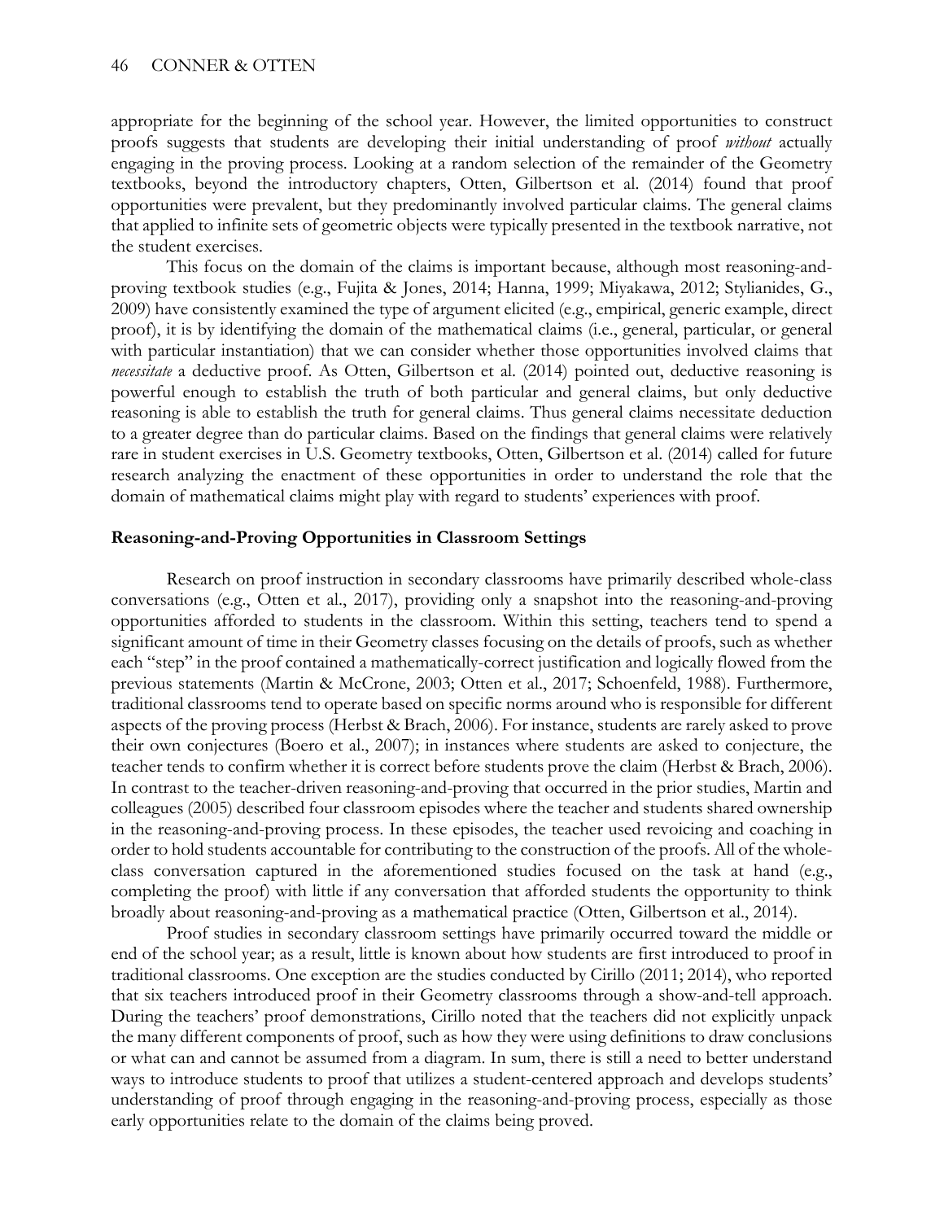appropriate for the beginning of the school year. However, the limited opportunities to construct proofs suggests that students are developing their initial understanding of proof *without* actually engaging in the proving process. Looking at a random selection of the remainder of the Geometry textbooks, beyond the introductory chapters, Otten, Gilbertson et al. (2014) found that proof opportunities were prevalent, but they predominantly involved particular claims. The general claims that applied to infinite sets of geometric objects were typically presented in the textbook narrative, not the student exercises.

This focus on the domain of the claims is important because, although most reasoning-and-proving textbook studies (e.g., Fujita & Jones, 2014; Hanna, 1999; Miyakawa, 2012; Stylianides, G., 2009) have consistently examined the type of argument elicited (e.g., empirical, generic example, direct proof), it is by identifying the domain of the mathematical claims (i.e., general, particular, or general with particular instantiation) that we can consider whether those opportunities involved claims that *necessitate* a deductive proof. As Otten, Gilbertson et al. (2014) pointed out, deductive reasoning is powerful enough to establish the truth of both particular and general claims, but only deductive reasoning is able to establish the truth for general claims. Thus general claims necessitate deduction to a greater degree than do particular claims. Based on the findings that general claims were relatively rare in student exercises in U.S. Geometry textbooks, Otten, Gilbertson et al. (2014) called for future research analyzing the enactment of these opportunities in order to understand the role that the domain of mathematical claims might play with regard to students' experiences with proof.

### Reasoning-and-Proving Opportunities in Classroom Settings

Research on proof instruction in secondary classrooms have primarily described whole-class conversations (e.g., Otten et al., 2017), providing only a snapshot into the reasoning-and-proving opportunities afforded to students in the classroom. Within this setting, teachers tend to spend a significant amount of time in their Geometry classes focusing on the details of proofs, such as whether each "step" in the proof contained a mathematically-correct justification and logically flowed from the previous statements (Martin & McCrone, 2003; Otten et al., 2017; Schoenfeld, 1988). Furthermore, traditional classrooms tend to operate based on specific norms around who is responsible for different aspects of the proving process (Herbst & Brach, 2006). For instance, students are rarely asked to prove their own conjectures (Boero et al., 2007); in instances where students are asked to conjecture, the teacher tends to confirm whether it is correct before students prove the claim (Herbst & Brach, 2006). In contrast to the teacher-driven reasoning-and-proving that occurred in the prior studies, Martin and colleagues (2005) described four classroom episodes where the teacher and students shared ownership in the reasoning-and-proving process. In these episodes, the teacher used revoicing and coaching in order to hold students accountable for contributing to the construction of the proofs. All of the whole-class conversation captured in the aforementioned studies focused on the task at hand (e.g., completing the proof) with little if any conversation that afforded students the opportunity to think broadly about reasoning-and-proving as a mathematical practice (Otten, Gilbertson et al., 2014).

Proof studies in secondary classroom settings have primarily occurred toward the middle or end of the school year; as a result, little is known about how students are first introduced to proof in traditional classrooms. One exception are the studies conducted by Cirillo (2011; 2014), who reported that six teachers introduced proof in their Geometry classrooms through a show-and-tell approach. During the teachers' proof demonstrations, Cirillo noted that the teachers did not explicitly unpack the many different components of proof, such as how they were using definitions to draw conclusions or what can and cannot be assumed from a diagram. In sum, there is still a need to better understand ways to introduce students to proof that utilizes a student-centered approach and develops students' understanding of proof through engaging in the reasoning-and-proving process, especially as those early opportunities relate to the domain of the claims being proved.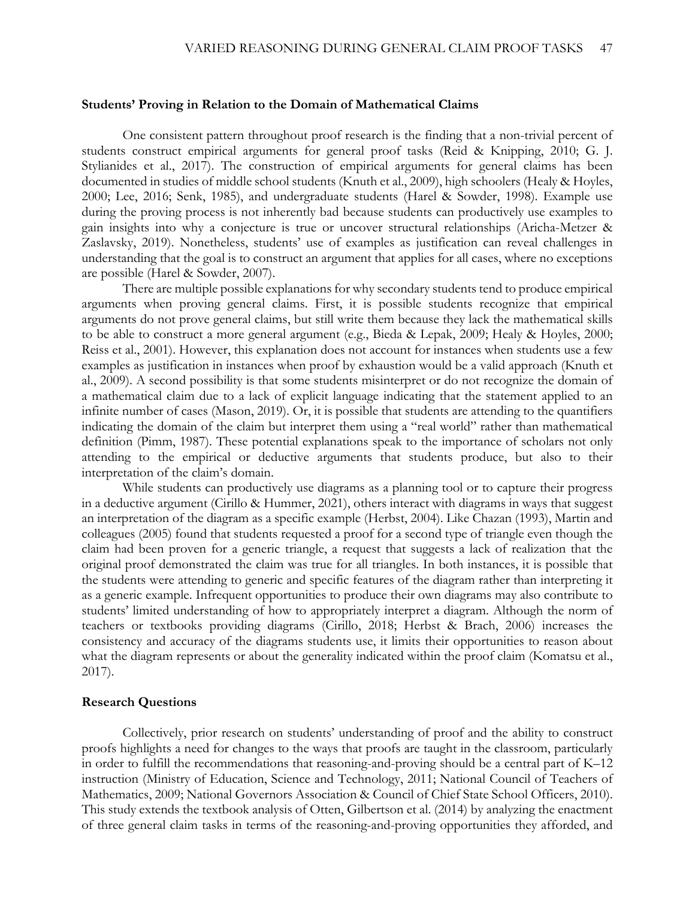### Students' Proving in Relation to the Domain of Mathematical Claims

One consistent pattern throughout proof research is the finding that a non-trivial percent of students construct empirical arguments for general proof tasks (Reid & Knipping, 2010; G. J. Stylianides et al., 2017). The construction of empirical arguments for general claims has been documented in studies of middle school students (Knuth et al., 2009), high schoolers (Healy & Hoyles, 2000; Lee, 2016; Senk, 1985), and undergraduate students (Harel & Sowder, 1998). Example use during the proving process is not inherently bad because students can productively use examples to gain insights into why a conjecture is true or uncover structural relationships (Aricha-Metzer & Zaslavsky, 2019). Nonetheless, students' use of examples as justification can reveal challenges in understanding that the goal is to construct an argument that applies for all cases, where no exceptions are possible (Harel & Sowder, 2007).

There are multiple possible explanations for why secondary students tend to produce empirical arguments when proving general claims. First, it is possible students recognize that empirical arguments do not prove general claims, but still write them because they lack the mathematical skills to be able to construct a more general argument (e.g., Bieda & Lepak, 2009; Healy & Hoyles, 2000; Reiss et al., 2001). However, this explanation does not account for instances when students use a few examples as justification in instances when proof by exhaustion would be a valid approach (Knuth et al., 2009). A second possibility is that some students misinterpret or do not recognize the domain of a mathematical claim due to a lack of explicit language indicating that the statement applied to an infinite number of cases (Mason, 2019). Or, it is possible that students are attending to the quantifiers indicating the domain of the claim but interpret them using a "real world" rather than mathematical definition (Pimm, 1987). These potential explanations speak to the importance of scholars not only attending to the empirical or deductive arguments that students produce, but also to their interpretation of the claim's domain.

While students can productively use diagrams as a planning tool or to capture their progress in a deductive argument (Cirillo & Hummer, 2021), others interact with diagrams in ways that suggest an interpretation of the diagram as a specific example (Herbst, 2004). Like Chazan (1993), Martin and colleagues (2005) found that students requested a proof for a second type of triangle even though the claim had been proven for a generic triangle, a request that suggests a lack of realization that the original proof demonstrated the claim was true for all triangles. In both instances, it is possible that the students were attending to generic and specific features of the diagram rather than interpreting it as a generic example. Infrequent opportunities to produce their own diagrams may also contribute to students' limited understanding of how to appropriately interpret a diagram. Although the norm of teachers or textbooks providing diagrams (Cirillo, 2018; Herbst & Brach, 2006) increases the consistency and accuracy of the diagrams students use, it limits their opportunities to reason about what the diagram represents or about the generality indicated within the proof claim (Komatsu et al., 2017).

### Research Questions

Collectively, prior research on students' understanding of proof and the ability to construct proofs highlights a need for changes to the ways that proofs are taught in the classroom, particularly in order to fulfill the recommendations that reasoning-and-proving should be a central part of K–12 instruction (Ministry of Education, Science and Technology, 2011; National Council of Teachers of Mathematics, 2009; National Governors Association & Council of Chief State School Officers, 2010). This study extends the textbook analysis of Otten, Gilbertson et al. (2014) by analyzing the enactment of three general claim tasks in terms of the reasoning-and-proving opportunities they afforded, and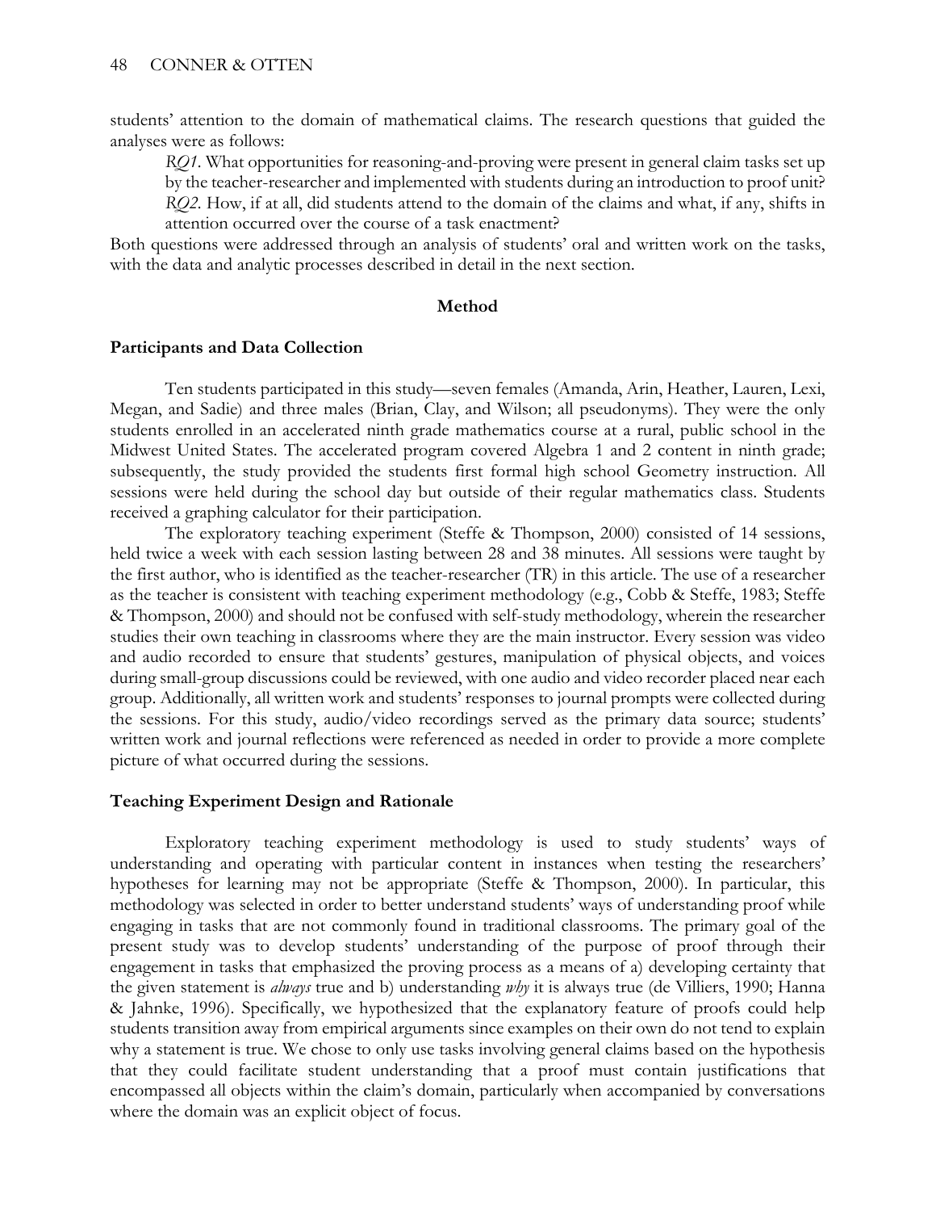students' attention to the domain of mathematical claims. The research questions that guided the analyses were as follows:

> *RQ1.* What opportunities for reasoning-and-proving were present in general claim tasks set up by the teacher-researcher and implemented with students during an introduction to proof unit?
>
> *RQ2.* How, if at all, did students attend to the domain of the claims and what, if any, shifts in attention occurred over the course of a task enactment?

Both questions were addressed through an analysis of students' oral and written work on the tasks, with the data and analytic processes described in detail in the next section.

## Method

### Participants and Data Collection

Ten students participated in this study—seven females (Amanda, Arin, Heather, Lauren, Lexi, Megan, and Sadie) and three males (Brian, Clay, and Wilson; all pseudonyms). They were the only students enrolled in an accelerated ninth grade mathematics course at a rural, public school in the Midwest United States. The accelerated program covered Algebra 1 and 2 content in ninth grade; subsequently, the study provided the students first formal high school Geometry instruction. All sessions were held during the school day but outside of their regular mathematics class. Students received a graphing calculator for their participation.

The exploratory teaching experiment (Steffe & Thompson, 2000) consisted of 14 sessions, held twice a week with each session lasting between 28 and 38 minutes. All sessions were taught by the first author, who is identified as the teacher-researcher (TR) in this article. The use of a researcher as the teacher is consistent with teaching experiment methodology (e.g., Cobb & Steffe, 1983; Steffe & Thompson, 2000) and should not be confused with self-study methodology, wherein the researcher studies their own teaching in classrooms where they are the main instructor. Every session was video and audio recorded to ensure that students' gestures, manipulation of physical objects, and voices during small-group discussions could be reviewed, with one audio and video recorder placed near each group. Additionally, all written work and students' responses to journal prompts were collected during the sessions. For this study, audio/video recordings served as the primary data source; students' written work and journal reflections were referenced as needed in order to provide a more complete picture of what occurred during the sessions.

### Teaching Experiment Design and Rationale

Exploratory teaching experiment methodology is used to study students' ways of understanding and operating with particular content in instances when testing the researchers' hypotheses for learning may not be appropriate (Steffe & Thompson, 2000). In particular, this methodology was selected in order to better understand students' ways of understanding proof while engaging in tasks that are not commonly found in traditional classrooms. The primary goal of the present study was to develop students' understanding of the purpose of proof through their engagement in tasks that emphasized the proving process as a means of a) developing certainty that the given statement is *always* true and b) understanding *why* it is always true (de Villiers, 1990; Hanna & Jahnke, 1996). Specifically, we hypothesized that the explanatory feature of proofs could help students transition away from empirical arguments since examples on their own do not tend to explain why a statement is true. We chose to only use tasks involving general claims based on the hypothesis that they could facilitate student understanding that a proof must contain justifications that encompassed all objects within the claim's domain, particularly when accompanied by conversations where the domain was an explicit object of focus.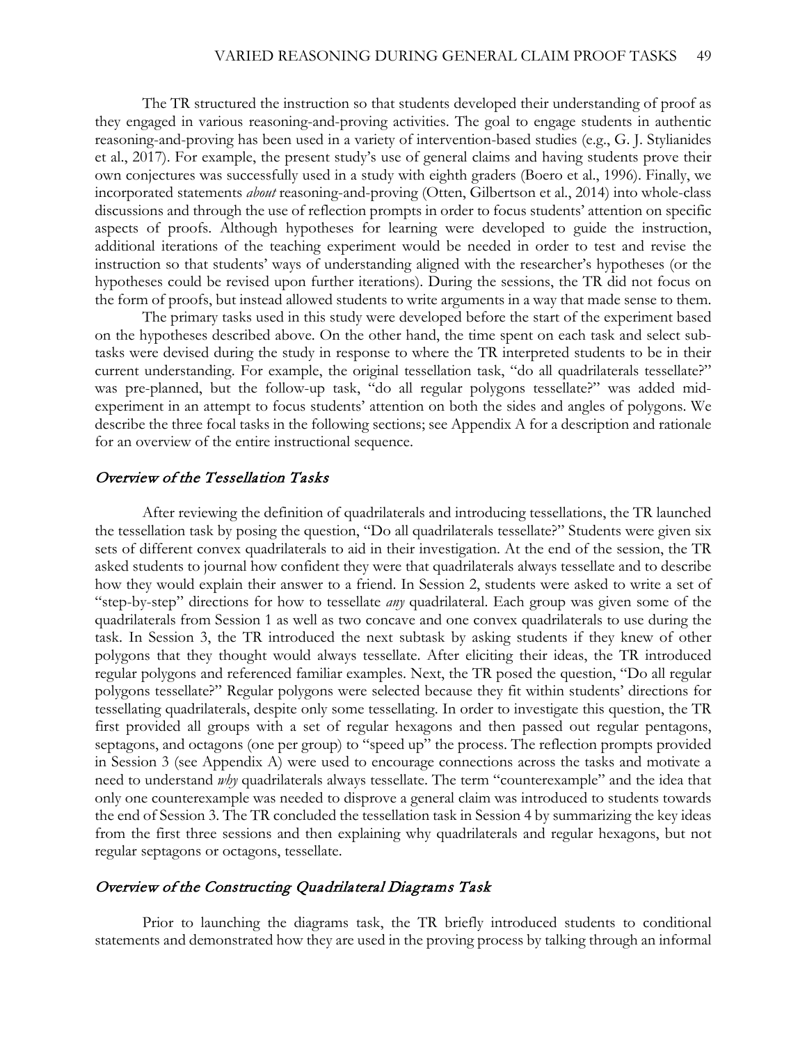The TR structured the instruction so that students developed their understanding of proof as they engaged in various reasoning-and-proving activities. The goal to engage students in authentic reasoning-and-proving has been used in a variety of intervention-based studies (e.g., G. J. Stylianides et al., 2017). For example, the present study's use of general claims and having students prove their own conjectures was successfully used in a study with eighth graders (Boero et al., 1996). Finally, we incorporated statements *about* reasoning-and-proving (Otten, Gilbertson et al., 2014) into whole-class discussions and through the use of reflection prompts in order to focus students' attention on specific aspects of proofs. Although hypotheses for learning were developed to guide the instruction, additional iterations of the teaching experiment would be needed in order to test and revise the instruction so that students' ways of understanding aligned with the researcher's hypotheses (or the hypotheses could be revised upon further iterations). During the sessions, the TR did not focus on the form of proofs, but instead allowed students to write arguments in a way that made sense to them.

The primary tasks used in this study were developed before the start of the experiment based on the hypotheses described above. On the other hand, the time spent on each task and select sub-tasks were devised during the study in response to where the TR interpreted students to be in their current understanding. For example, the original tessellation task, "do all quadrilaterals tessellate?" was pre-planned, but the follow-up task, "do all regular polygons tessellate?" was added mid-experiment in an attempt to focus students' attention on both the sides and angles of polygons. We describe the three focal tasks in the following sections; see Appendix A for a description and rationale for an overview of the entire instructional sequence.

### *Overview of the Tessellation Tasks*

After reviewing the definition of quadrilaterals and introducing tessellations, the TR launched the tessellation task by posing the question, "Do all quadrilaterals tessellate?" Students were given six sets of different convex quadrilaterals to aid in their investigation. At the end of the session, the TR asked students to journal how confident they were that quadrilaterals always tessellate and to describe how they would explain their answer to a friend. In Session 2, students were asked to write a set of "step-by-step" directions for how to tessellate *any* quadrilateral. Each group was given some of the quadrilaterals from Session 1 as well as two concave and one convex quadrilaterals to use during the task. In Session 3, the TR introduced the next subtask by asking students if they knew of other polygons that they thought would always tessellate. After eliciting their ideas, the TR introduced regular polygons and referenced familiar examples. Next, the TR posed the question, "Do all regular polygons tessellate?" Regular polygons were selected because they fit within students' directions for tessellating quadrilaterals, despite only some tessellating. In order to investigate this question, the TR first provided all groups with a set of regular hexagons and then passed out regular pentagons, septagons, and octagons (one per group) to "speed up" the process. The reflection prompts provided in Session 3 (see Appendix A) were used to encourage connections across the tasks and motivate a need to understand *why* quadrilaterals always tessellate. The term "counterexample" and the idea that only one counterexample was needed to disprove a general claim was introduced to students towards the end of Session 3. The TR concluded the tessellation task in Session 4 by summarizing the key ideas from the first three sessions and then explaining why quadrilaterals and regular hexagons, but not regular septagons or octagons, tessellate.

### *Overview of the Constructing Quadrilateral Diagrams Task*

Prior to launching the diagrams task, the TR briefly introduced students to conditional statements and demonstrated how they are used in the proving process by talking through an informal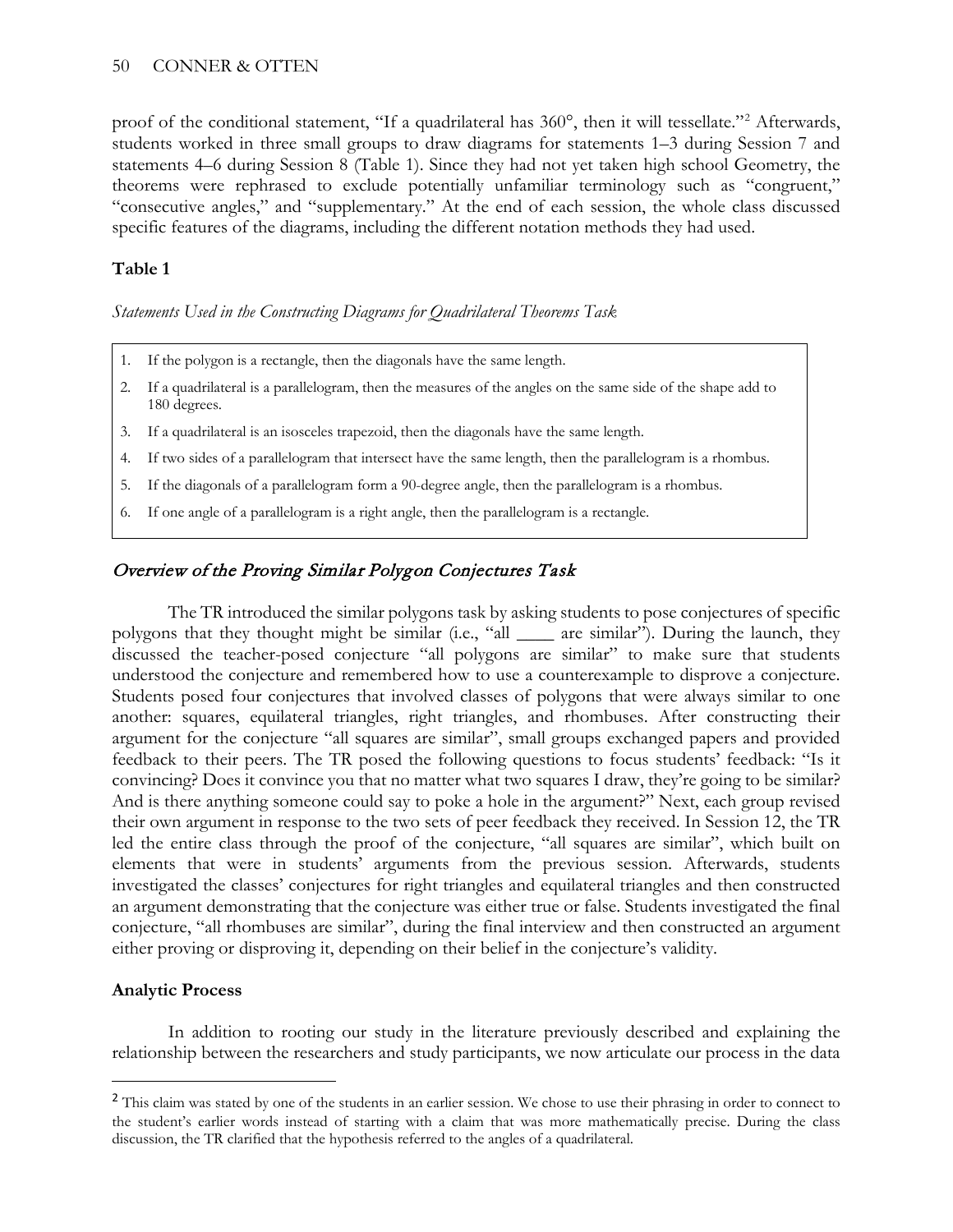proof of the conditional statement, "If a quadrilateral has 360°, then it will tessellate."[2] Afterwards, students worked in three small groups to draw diagrams for statements 1–3 during Session 7 and statements 4–6 during Session 8 (Table 1). Since they had not yet taken high school Geometry, the theorems were rephrased to exclude potentially unfamiliar terminology such as "congruent," "consecutive angles," and "supplementary." At the end of each session, the whole class discussed specific features of the diagrams, including the different notation methods they had used.

**Table 1**

*Statements Used in the Constructing Diagrams for Quadrilateral Theorems Task*

1. If the polygon is a rectangle, then the diagonals have the same length.
2. If a quadrilateral is a parallelogram, then the measures of the angles on the same side of the shape add to 180 degrees.
3. If a quadrilateral is an isosceles trapezoid, then the diagonals have the same length.
4. If two sides of a parallelogram that intersect have the same length, then the parallelogram is a rhombus.
5. If the diagonals of a parallelogram form a 90-degree angle, then the parallelogram is a rhombus.
6. If one angle of a parallelogram is a right angle, then the parallelogram is a rectangle.

## *Overview of the Proving Similar Polygon Conjectures Task*

The TR introduced the similar polygons task by asking students to pose conjectures of specific polygons that they thought might be similar (i.e., "all \_\_\_\_ are similar"). During the launch, they discussed the teacher-posed conjecture "all polygons are similar" to make sure that students understood the conjecture and remembered how to use a counterexample to disprove a conjecture. Students posed four conjectures that involved classes of polygons that were always similar to one another: squares, equilateral triangles, right triangles, and rhombuses. After constructing their argument for the conjecture "all squares are similar", small groups exchanged papers and provided feedback to their peers. The TR posed the following questions to focus students' feedback: "Is it convincing? Does it convince you that no matter what two squares I draw, they're going to be similar? And is there anything someone could say to poke a hole in the argument?" Next, each group revised their own argument in response to the two sets of peer feedback they received. In Session 12, the TR led the entire class through the proof of the conjecture, "all squares are similar", which built on elements that were in students' arguments from the previous session. Afterwards, students investigated the classes' conjectures for right triangles and equilateral triangles and then constructed an argument demonstrating that the conjecture was either true or false. Students investigated the final conjecture, "all rhombuses are similar", during the final interview and then constructed an argument either proving or disproving it, depending on their belief in the conjecture's validity.

### **Analytic Process**

In addition to rooting our study in the literature previously described and explaining the relationship between the researchers and study participants, we now articulate our process in the data

[2] This claim was stated by one of the students in an earlier session. We chose to use their phrasing in order to connect to the student's earlier words instead of starting with a claim that was more mathematically precise. During the class discussion, the TR clarified that the hypothesis referred to the angles of a quadrilateral.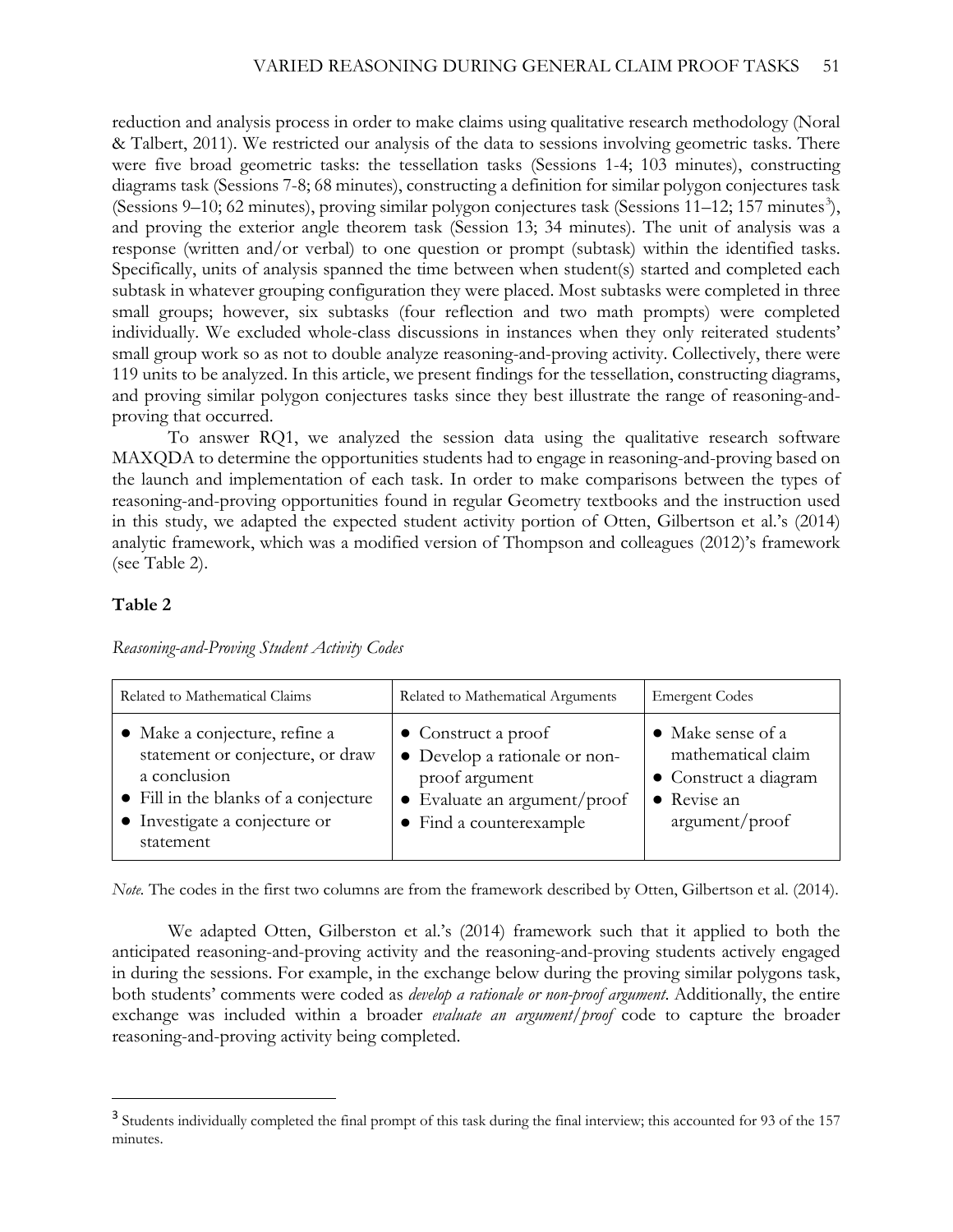reduction and analysis process in order to make claims using qualitative research methodology (Noral & Talbert, 2011). We restricted our analysis of the data to sessions involving geometric tasks. There were five broad geometric tasks: the tessellation tasks (Sessions 1-4; 103 minutes), constructing diagrams task (Sessions 7-8; 68 minutes), constructing a definition for similar polygon conjectures task (Sessions 9–10; 62 minutes), proving similar polygon conjectures task (Sessions 11–12; 157 minutes[3]), and proving the exterior angle theorem task (Session 13; 34 minutes). The unit of analysis was a response (written and/or verbal) to one question or prompt (subtask) within the identified tasks. Specifically, units of analysis spanned the time between when student(s) started and completed each subtask in whatever grouping configuration they were placed. Most subtasks were completed in three small groups; however, six subtasks (four reflection and two math prompts) were completed individually. We excluded whole-class discussions in instances when they only reiterated students' small group work so as not to double analyze reasoning-and-proving activity. Collectively, there were 119 units to be analyzed. In this article, we present findings for the tessellation, constructing diagrams, and proving similar polygon conjectures tasks since they best illustrate the range of reasoning-and-proving that occurred.

To answer RQ1, we analyzed the session data using the qualitative research software MAXQDA to determine the opportunities students had to engage in reasoning-and-proving based on the launch and implementation of each task. In order to make comparisons between the types of reasoning-and-proving opportunities found in regular Geometry textbooks and the instruction used in this study, we adapted the expected student activity portion of Otten, Gilbertson et al.'s (2014) analytic framework, which was a modified version of Thompson and colleagues (2012)'s framework (see Table 2).

**Table 2**

*Reasoning-and-Proving Student Activity Codes*

| Related to Mathematical Claims | Related to Mathematical Arguments | Emergent Codes |
|---|---|---|
| • Make a conjecture, refine a statement or conjecture, or draw a conclusion<br>• Fill in the blanks of a conjecture<br>• Investigate a conjecture or statement | • Construct a proof<br>• Develop a rationale or non-proof argument<br>• Evaluate an argument/proof<br>• Find a counterexample | • Make sense of a mathematical claim<br>• Construct a diagram<br>• Revise an argument/proof |

*Note.* The codes in the first two columns are from the framework described by Otten, Gilbertson et al. (2014).

We adapted Otten, Gilberston et al.'s (2014) framework such that it applied to both the anticipated reasoning-and-proving activity and the reasoning-and-proving students actively engaged in during the sessions. For example, in the exchange below during the proving similar polygons task, both students' comments were coded as *develop a rationale or non-proof argument*. Additionally, the entire exchange was included within a broader *evaluate an argument/proof* code to capture the broader reasoning-and-proving activity being completed.

[3] Students individually completed the final prompt of this task during the final interview; this accounted for 93 of the 157 minutes.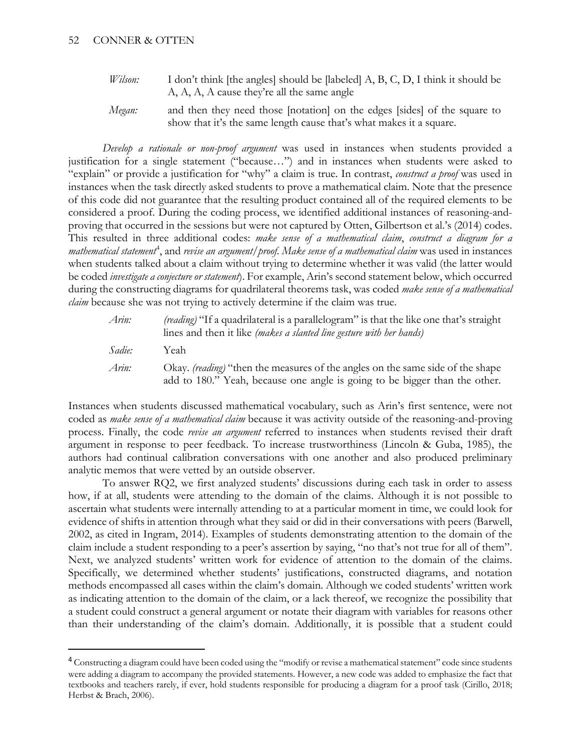*Wilson:* I don't think [the angles] should be [labeled] A, B, C, D, I think it should be A, A, A, A cause they're all the same angle

*Megan:* and then they need those [notation] on the edges [sides] of the square to show that it's the same length cause that's what makes it a square.

*Develop a rationale or non-proof argument* was used in instances when students provided a justification for a single statement ("because…") and in instances when students were asked to "explain" or provide a justification for "why" a claim is true. In contrast, *construct a proof* was used in instances when the task directly asked students to prove a mathematical claim. Note that the presence of this code did not guarantee that the resulting product contained all of the required elements to be considered a proof. During the coding process, we identified additional instances of reasoning-and-proving that occurred in the sessions but were not captured by Otten, Gilbertson et al.'s (2014) codes. This resulted in three additional codes: *make sense of a mathematical claim*, *construct a diagram for a mathematical statement*[4], and *revise an argument/proof*. *Make sense of a mathematical claim* was used in instances when students talked about a claim without trying to determine whether it was valid (the latter would be coded *investigate a conjecture or statement*). For example, Arin's second statement below, which occurred during the constructing diagrams for quadrilateral theorems task, was coded *make sense of a mathematical claim* because she was not trying to actively determine if the claim was true.

*Arin:* *(reading)* "If a quadrilateral is a parallelogram" is that the like one that's straight lines and then it like *(makes a slanted line gesture with her hands)*

*Sadie:* Yeah

*Arin:* Okay. *(reading)* "then the measures of the angles on the same side of the shape add to 180." Yeah, because one angle is going to be bigger than the other.

Instances when students discussed mathematical vocabulary, such as Arin's first sentence, were not coded as *make sense of a mathematical claim* because it was activity outside of the reasoning-and-proving process. Finally, the code *revise an argument* referred to instances when students revised their draft argument in response to peer feedback. To increase trustworthiness (Lincoln & Guba, 1985), the authors had continual calibration conversations with one another and also produced preliminary analytic memos that were vetted by an outside observer.

To answer RQ2, we first analyzed students' discussions during each task in order to assess how, if at all, students were attending to the domain of the claims. Although it is not possible to ascertain what students were internally attending to at a particular moment in time, we could look for evidence of shifts in attention through what they said or did in their conversations with peers (Barwell, 2002, as cited in Ingram, 2014). Examples of students demonstrating attention to the domain of the claim include a student responding to a peer's assertion by saying, "no that's not true for all of them". Next, we analyzed students' written work for evidence of attention to the domain of the claims. Specifically, we determined whether students' justifications, constructed diagrams, and notation methods encompassed all cases within the claim's domain. Although we coded students' written work as indicating attention to the domain of the claim, or a lack thereof, we recognize the possibility that a student could construct a general argument or notate their diagram with variables for reasons other than their understanding of the claim's domain. Additionally, it is possible that a student could

[4] Constructing a diagram could have been coded using the "modify or revise a mathematical statement" code since students were adding a diagram to accompany the provided statements. However, a new code was added to emphasize the fact that textbooks and teachers rarely, if ever, hold students responsible for producing a diagram for a proof task (Cirillo, 2018; Herbst & Brach, 2006).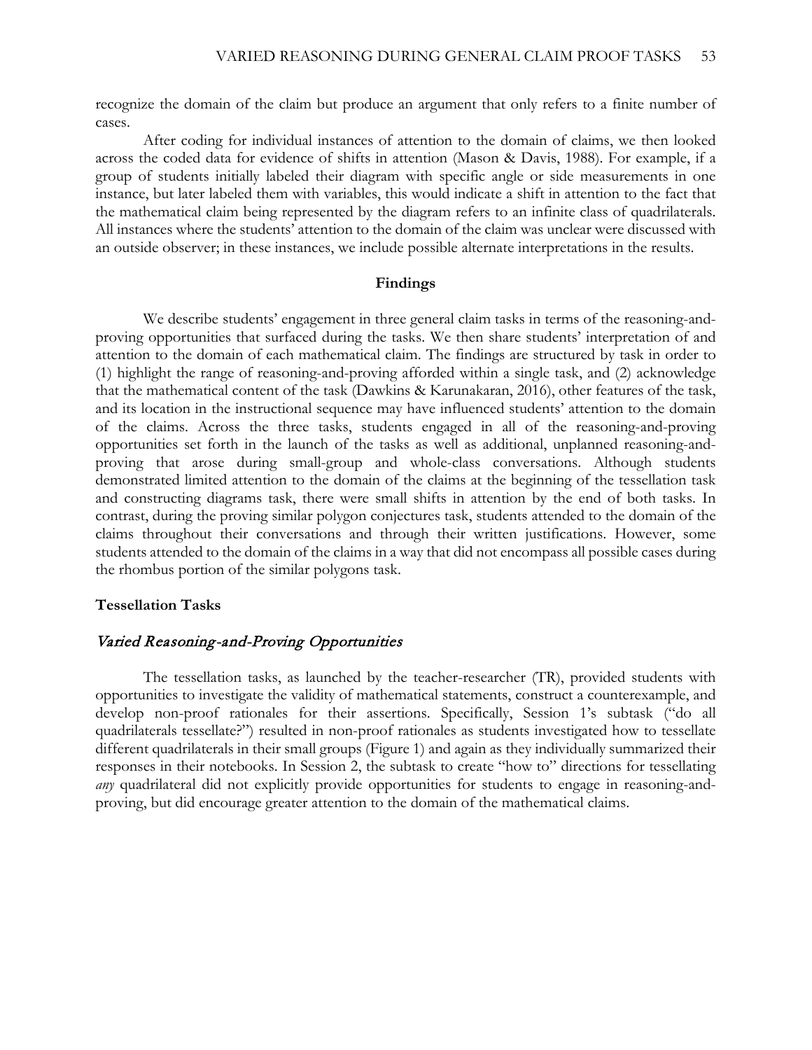recognize the domain of the claim but produce an argument that only refers to a finite number of cases.

After coding for individual instances of attention to the domain of claims, we then looked across the coded data for evidence of shifts in attention (Mason & Davis, 1988). For example, if a group of students initially labeled their diagram with specific angle or side measurements in one instance, but later labeled them with variables, this would indicate a shift in attention to the fact that the mathematical claim being represented by the diagram refers to an infinite class of quadrilaterals. All instances where the students' attention to the domain of the claim was unclear were discussed with an outside observer; in these instances, we include possible alternate interpretations in the results.

## Findings

We describe students' engagement in three general claim tasks in terms of the reasoning-and-proving opportunities that surfaced during the tasks. We then share students' interpretation of and attention to the domain of each mathematical claim. The findings are structured by task in order to (1) highlight the range of reasoning-and-proving afforded within a single task, and (2) acknowledge that the mathematical content of the task (Dawkins & Karunakaran, 2016), other features of the task, and its location in the instructional sequence may have influenced students' attention to the domain of the claims. Across the three tasks, students engaged in all of the reasoning-and-proving opportunities set forth in the launch of the tasks as well as additional, unplanned reasoning-and-proving that arose during small-group and whole-class conversations. Although students demonstrated limited attention to the domain of the claims at the beginning of the tessellation task and constructing diagrams task, there were small shifts in attention by the end of both tasks. In contrast, during the proving similar polygon conjectures task, students attended to the domain of the claims throughout their conversations and through their written justifications. However, some students attended to the domain of the claims in a way that did not encompass all possible cases during the rhombus portion of the similar polygons task.

### Tessellation Tasks

#### *Varied Reasoning-and-Proving Opportunities*

The tessellation tasks, as launched by the teacher-researcher (TR), provided students with opportunities to investigate the validity of mathematical statements, construct a counterexample, and develop non-proof rationales for their assertions. Specifically, Session 1's subtask ("do all quadrilaterals tessellate?") resulted in non-proof rationales as students investigated how to tessellate different quadrilaterals in their small groups (Figure 1) and again as they individually summarized their responses in their notebooks. In Session 2, the subtask to create "how to" directions for tessellating *any* quadrilateral did not explicitly provide opportunities for students to engage in reasoning-and-proving, but did encourage greater attention to the domain of the mathematical claims.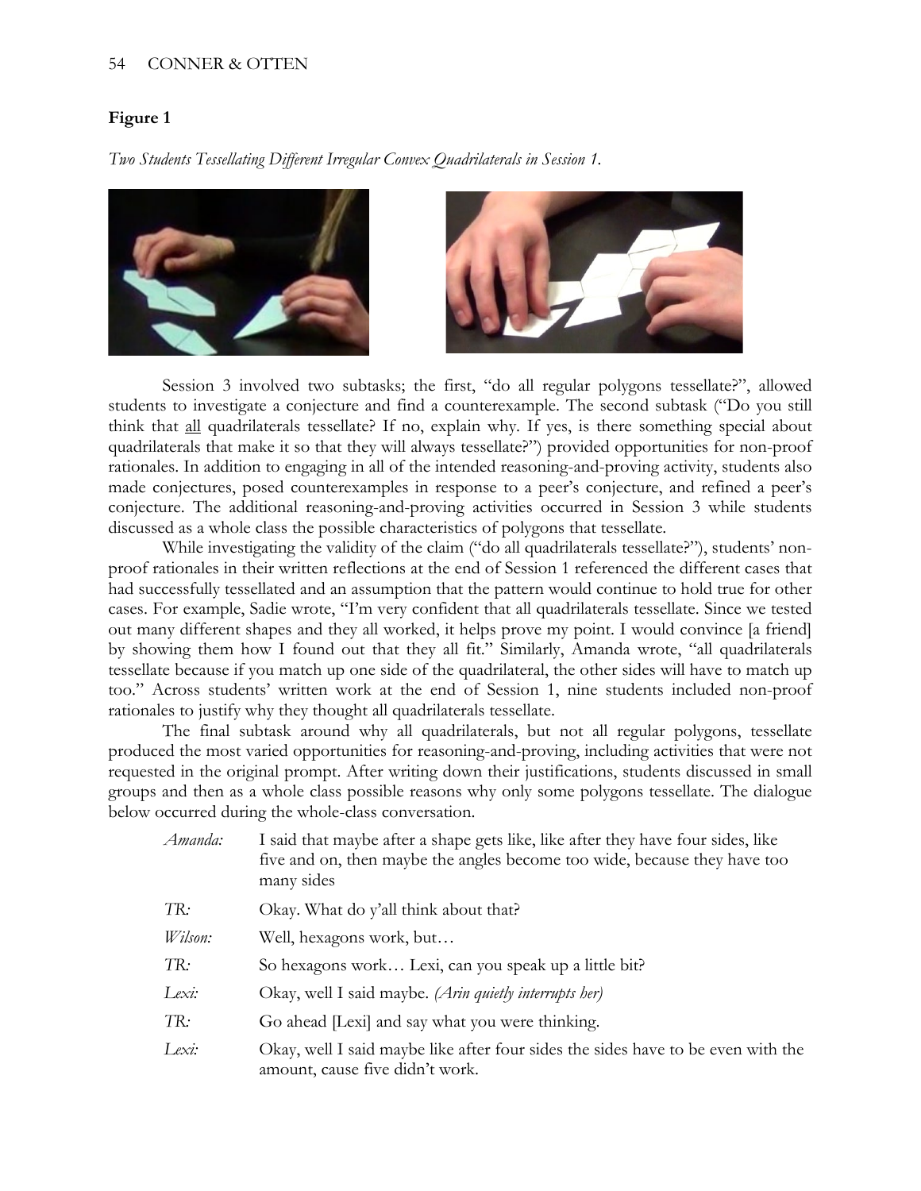**Figure 1**

*Two Students Tessellating Different Irregular Convex Quadrilaterals in Session 1.*

Session 3 involved two subtasks; the first, "do all regular polygons tessellate?", allowed students to investigate a conjecture and find a counterexample. The second subtask ("Do you still think that <u>all</u> quadrilaterals tessellate? If no, explain why. If yes, is there something special about quadrilaterals that make it so that they will always tessellate?") provided opportunities for non-proof rationales. In addition to engaging in all of the intended reasoning-and-proving activity, students also made conjectures, posed counterexamples in response to a peer's conjecture, and refined a peer's conjecture. The additional reasoning-and-proving activities occurred in Session 3 while students discussed as a whole class the possible characteristics of polygons that tessellate.

While investigating the validity of the claim ("do all quadrilaterals tessellate?"), students' non-proof rationales in their written reflections at the end of Session 1 referenced the different cases that had successfully tessellated and an assumption that the pattern would continue to hold true for other cases. For example, Sadie wrote, "I'm very confident that all quadrilaterals tessellate. Since we tested out many different shapes and they all worked, it helps prove my point. I would convince [a friend] by showing them how I found out that they all fit." Similarly, Amanda wrote, "all quadrilaterals tessellate because if you match up one side of the quadrilateral, the other sides will have to match up too." Across students' written work at the end of Session 1, nine students included non-proof rationales to justify why they thought all quadrilaterals tessellate.

The final subtask around why all quadrilaterals, but not all regular polygons, tessellate produced the most varied opportunities for reasoning-and-proving, including activities that were not requested in the original prompt. After writing down their justifications, students discussed in small groups and then as a whole class possible reasons why only some polygons tessellate. The dialogue below occurred during the whole-class conversation.

| | |
|---|---|
| *Amanda:* | I said that maybe after a shape gets like, like after they have four sides, like five and on, then maybe the angles become too wide, because they have too many sides |
| *TR:* | Okay. What do y'all think about that? |
| *Wilson:* | Well, hexagons work, but… |
| *TR:* | So hexagons work… Lexi, can you speak up a little bit? |
| *Lexi:* | Okay, well I said maybe. *(Arin quietly interrupts her)* |
| *TR:* | Go ahead [Lexi] and say what you were thinking. |
| *Lexi:* | Okay, well I said maybe like after four sides the sides have to be even with the amount, cause five didn't work. |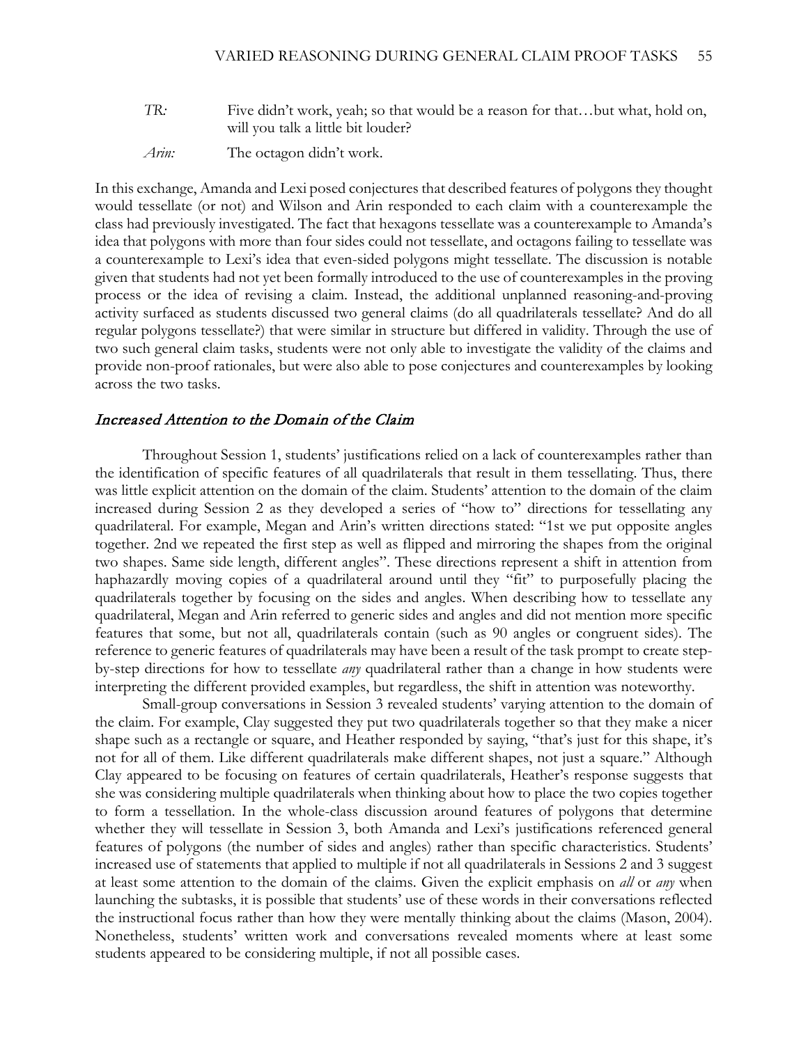*TR:* Five didn't work, yeah; so that would be a reason for that…but what, hold on, will you talk a little bit louder?

*Arin:* The octagon didn't work.

In this exchange, Amanda and Lexi posed conjectures that described features of polygons they thought would tessellate (or not) and Wilson and Arin responded to each claim with a counterexample the class had previously investigated. The fact that hexagons tessellate was a counterexample to Amanda's idea that polygons with more than four sides could not tessellate, and octagons failing to tessellate was a counterexample to Lexi's idea that even-sided polygons might tessellate. The discussion is notable given that students had not yet been formally introduced to the use of counterexamples in the proving process or the idea of revising a claim. Instead, the additional unplanned reasoning-and-proving activity surfaced as students discussed two general claims (do all quadrilaterals tessellate? And do all regular polygons tessellate?) that were similar in structure but differed in validity. Through the use of two such general claim tasks, students were not only able to investigate the validity of the claims and provide non-proof rationales, but were also able to pose conjectures and counterexamples by looking across the two tasks.

### *Increased Attention to the Domain of the Claim*

Throughout Session 1, students' justifications relied on a lack of counterexamples rather than the identification of specific features of all quadrilaterals that result in them tessellating. Thus, there was little explicit attention on the domain of the claim. Students' attention to the domain of the claim increased during Session 2 as they developed a series of "how to" directions for tessellating any quadrilateral. For example, Megan and Arin's written directions stated: "1st we put opposite angles together. 2nd we repeated the first step as well as flipped and mirroring the shapes from the original two shapes. Same side length, different angles". These directions represent a shift in attention from haphazardly moving copies of a quadrilateral around until they "fit" to purposefully placing the quadrilaterals together by focusing on the sides and angles. When describing how to tessellate any quadrilateral, Megan and Arin referred to generic sides and angles and did not mention more specific features that some, but not all, quadrilaterals contain (such as 90 angles or congruent sides). The reference to generic features of quadrilaterals may have been a result of the task prompt to create step-by-step directions for how to tessellate *any* quadrilateral rather than a change in how students were interpreting the different provided examples, but regardless, the shift in attention was noteworthy.

Small-group conversations in Session 3 revealed students' varying attention to the domain of the claim. For example, Clay suggested they put two quadrilaterals together so that they make a nicer shape such as a rectangle or square, and Heather responded by saying, "that's just for this shape, it's not for all of them. Like different quadrilaterals make different shapes, not just a square." Although Clay appeared to be focusing on features of certain quadrilaterals, Heather's response suggests that she was considering multiple quadrilaterals when thinking about how to place the two copies together to form a tessellation. In the whole-class discussion around features of polygons that determine whether they will tessellate in Session 3, both Amanda and Lexi's justifications referenced general features of polygons (the number of sides and angles) rather than specific characteristics. Students' increased use of statements that applied to multiple if not all quadrilaterals in Sessions 2 and 3 suggest at least some attention to the domain of the claims. Given the explicit emphasis on *all* or *any* when launching the subtasks, it is possible that students' use of these words in their conversations reflected the instructional focus rather than how they were mentally thinking about the claims (Mason, 2004). Nonetheless, students' written work and conversations revealed moments where at least some students appeared to be considering multiple, if not all possible cases.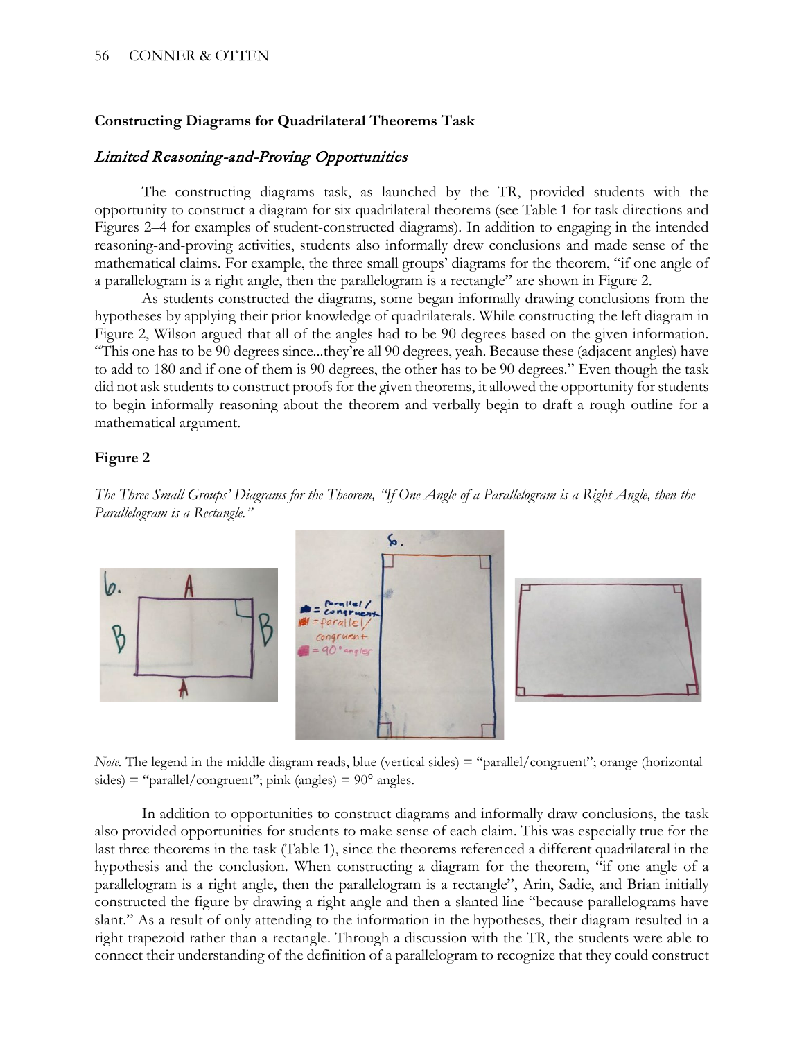### Constructing Diagrams for Quadrilateral Theorems Task

#### *Limited Reasoning-and-Proving Opportunities*

The constructing diagrams task, as launched by the TR, provided students with the opportunity to construct a diagram for six quadrilateral theorems (see Table 1 for task directions and Figures 2–4 for examples of student-constructed diagrams). In addition to engaging in the intended reasoning-and-proving activities, students also informally drew conclusions and made sense of the mathematical claims. For example, the three small groups' diagrams for the theorem, "if one angle of a parallelogram is a right angle, then the parallelogram is a rectangle" are shown in Figure 2.

As students constructed the diagrams, some began informally drawing conclusions from the hypotheses by applying their prior knowledge of quadrilaterals. While constructing the left diagram in Figure 2, Wilson argued that all of the angles had to be 90 degrees based on the given information. "This one has to be 90 degrees since...they're all 90 degrees, yeah. Because these (adjacent angles) have to add to 180 and if one of them is 90 degrees, the other has to be 90 degrees." Even though the task did not ask students to construct proofs for the given theorems, it allowed the opportunity for students to begin informally reasoning about the theorem and verbally begin to draft a rough outline for a mathematical argument.

**Figure 2**

*The Three Small Groups' Diagrams for the Theorem, "If One Angle of a Parallelogram is a Right Angle, then the Parallelogram is a Rectangle."*

*Note.* The legend in the middle diagram reads, blue (vertical sides) = "parallel/congruent"; orange (horizontal sides) = "parallel/congruent"; pink (angles) = 90° angles.

In addition to opportunities to construct diagrams and informally draw conclusions, the task also provided opportunities for students to make sense of each claim. This was especially true for the last three theorems in the task (Table 1), since the theorems referenced a different quadrilateral in the hypothesis and the conclusion. When constructing a diagram for the theorem, "if one angle of a parallelogram is a right angle, then the parallelogram is a rectangle", Arin, Sadie, and Brian initially constructed the figure by drawing a right angle and then a slanted line "because parallelograms have slant." As a result of only attending to the information in the hypotheses, their diagram resulted in a right trapezoid rather than a rectangle. Through a discussion with the TR, the students were able to connect their understanding of the definition of a parallelogram to recognize that they could construct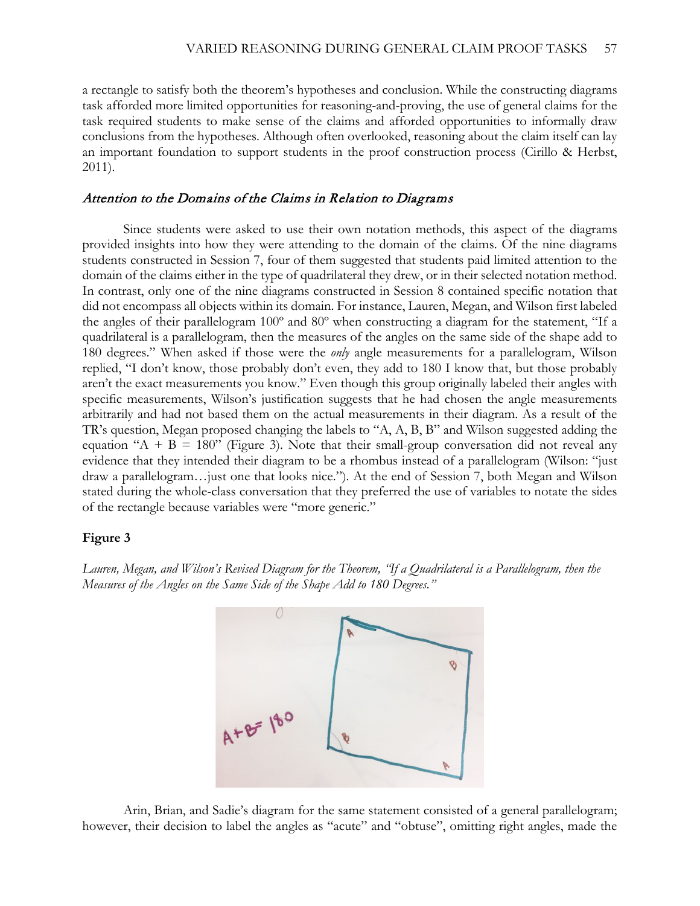a rectangle to satisfy both the theorem's hypotheses and conclusion. While the constructing diagrams task afforded more limited opportunities for reasoning-and-proving, the use of general claims for the task required students to make sense of the claims and afforded opportunities to informally draw conclusions from the hypotheses. Although often overlooked, reasoning about the claim itself can lay an important foundation to support students in the proof construction process (Cirillo & Herbst, 2011).

### *Attention to the Domains of the Claims in Relation to Diagrams*

Since students were asked to use their own notation methods, this aspect of the diagrams provided insights into how they were attending to the domain of the claims. Of the nine diagrams students constructed in Session 7, four of them suggested that students paid limited attention to the domain of the claims either in the type of quadrilateral they drew, or in their selected notation method. In contrast, only one of the nine diagrams constructed in Session 8 contained specific notation that did not encompass all objects within its domain. For instance, Lauren, Megan, and Wilson first labeled the angles of their parallelogram 100º and 80º when constructing a diagram for the statement, "If a quadrilateral is a parallelogram, then the measures of the angles on the same side of the shape add to 180 degrees." When asked if those were the *only* angle measurements for a parallelogram, Wilson replied, "I don't know, those probably don't even, they add to 180 I know that, but those probably aren't the exact measurements you know." Even though this group originally labeled their angles with specific measurements, Wilson's justification suggests that he had chosen the angle measurements arbitrarily and had not based them on the actual measurements in their diagram. As a result of the TR's question, Megan proposed changing the labels to "A, A, B, B" and Wilson suggested adding the equation "A + B = 180" (Figure 3). Note that their small-group conversation did not reveal any evidence that they intended their diagram to be a rhombus instead of a parallelogram (Wilson: "just draw a parallelogram…just one that looks nice."). At the end of Session 7, both Megan and Wilson stated during the whole-class conversation that they preferred the use of variables to notate the sides of the rectangle because variables were "more generic."

**Figure 3**

*Lauren, Megan, and Wilson's Revised Diagram for the Theorem, "If a Quadrilateral is a Parallelogram, then the Measures of the Angles on the Same Side of the Shape Add to 180 Degrees."*

Arin, Brian, and Sadie's diagram for the same statement consisted of a general parallelogram; however, their decision to label the angles as "acute" and "obtuse", omitting right angles, made the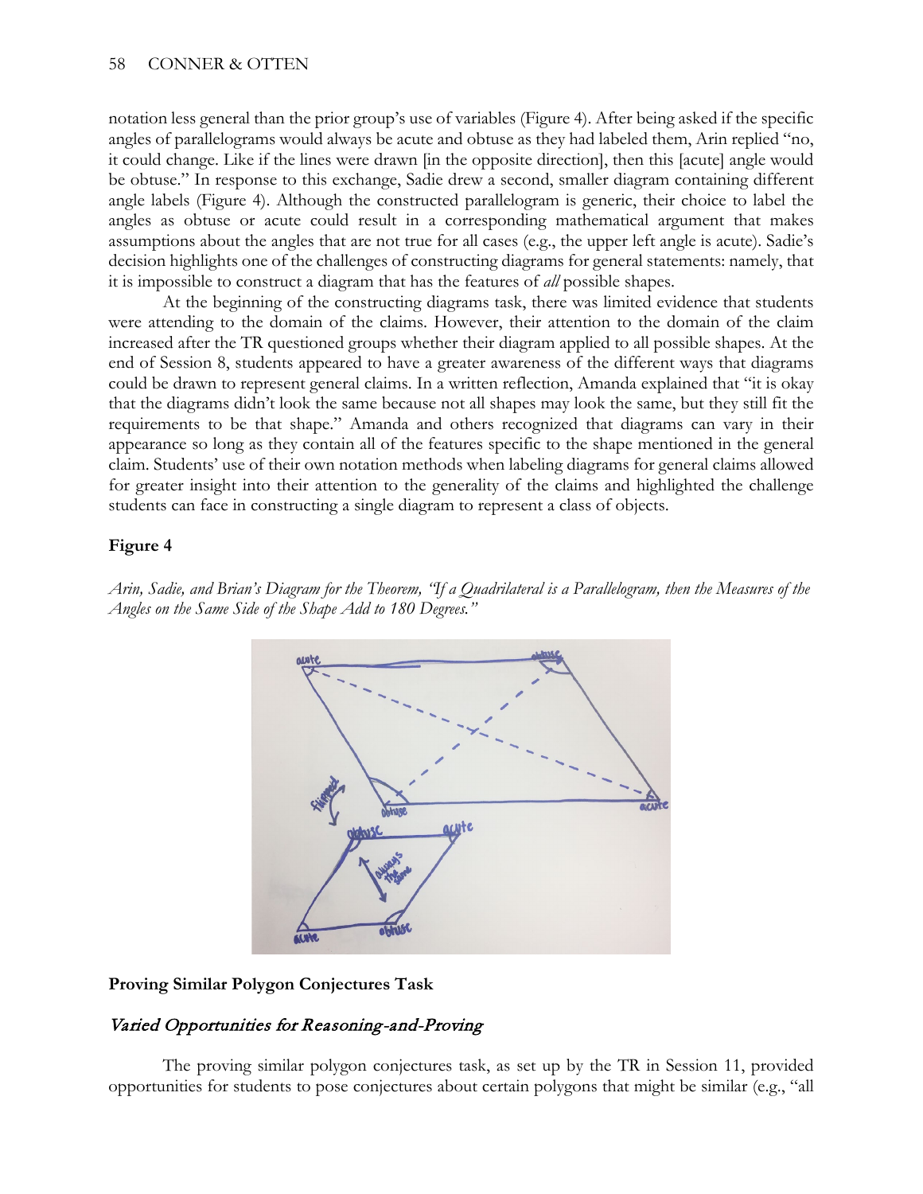notation less general than the prior group's use of variables (Figure 4). After being asked if the specific angles of parallelograms would always be acute and obtuse as they had labeled them, Arin replied "no, it could change. Like if the lines were drawn [in the opposite direction], then this [acute] angle would be obtuse." In response to this exchange, Sadie drew a second, smaller diagram containing different angle labels (Figure 4). Although the constructed parallelogram is generic, their choice to label the angles as obtuse or acute could result in a corresponding mathematical argument that makes assumptions about the angles that are not true for all cases (e.g., the upper left angle is acute). Sadie's decision highlights one of the challenges of constructing diagrams for general statements: namely, that it is impossible to construct a diagram that has the features of *all* possible shapes.

At the beginning of the constructing diagrams task, there was limited evidence that students were attending to the domain of the claims. However, their attention to the domain of the claim increased after the TR questioned groups whether their diagram applied to all possible shapes. At the end of Session 8, students appeared to have a greater awareness of the different ways that diagrams could be drawn to represent general claims. In a written reflection, Amanda explained that "it is okay that the diagrams didn't look the same because not all shapes may look the same, but they still fit the requirements to be that shape." Amanda and others recognized that diagrams can vary in their appearance so long as they contain all of the features specific to the shape mentioned in the general claim. Students' use of their own notation methods when labeling diagrams for general claims allowed for greater insight into their attention to the generality of the claims and highlighted the challenge students can face in constructing a single diagram to represent a class of objects.

**Figure 4**

*Arin, Sadie, and Brian's Diagram for the Theorem, "If a Quadrilateral is a Parallelogram, then the Measures of the Angles on the Same Side of the Shape Add to 180 Degrees."*

**Proving Similar Polygon Conjectures Task**

### *Varied Opportunities for Reasoning-and-Proving*

The proving similar polygon conjectures task, as set up by the TR in Session 11, provided opportunities for students to pose conjectures about certain polygons that might be similar (e.g., "all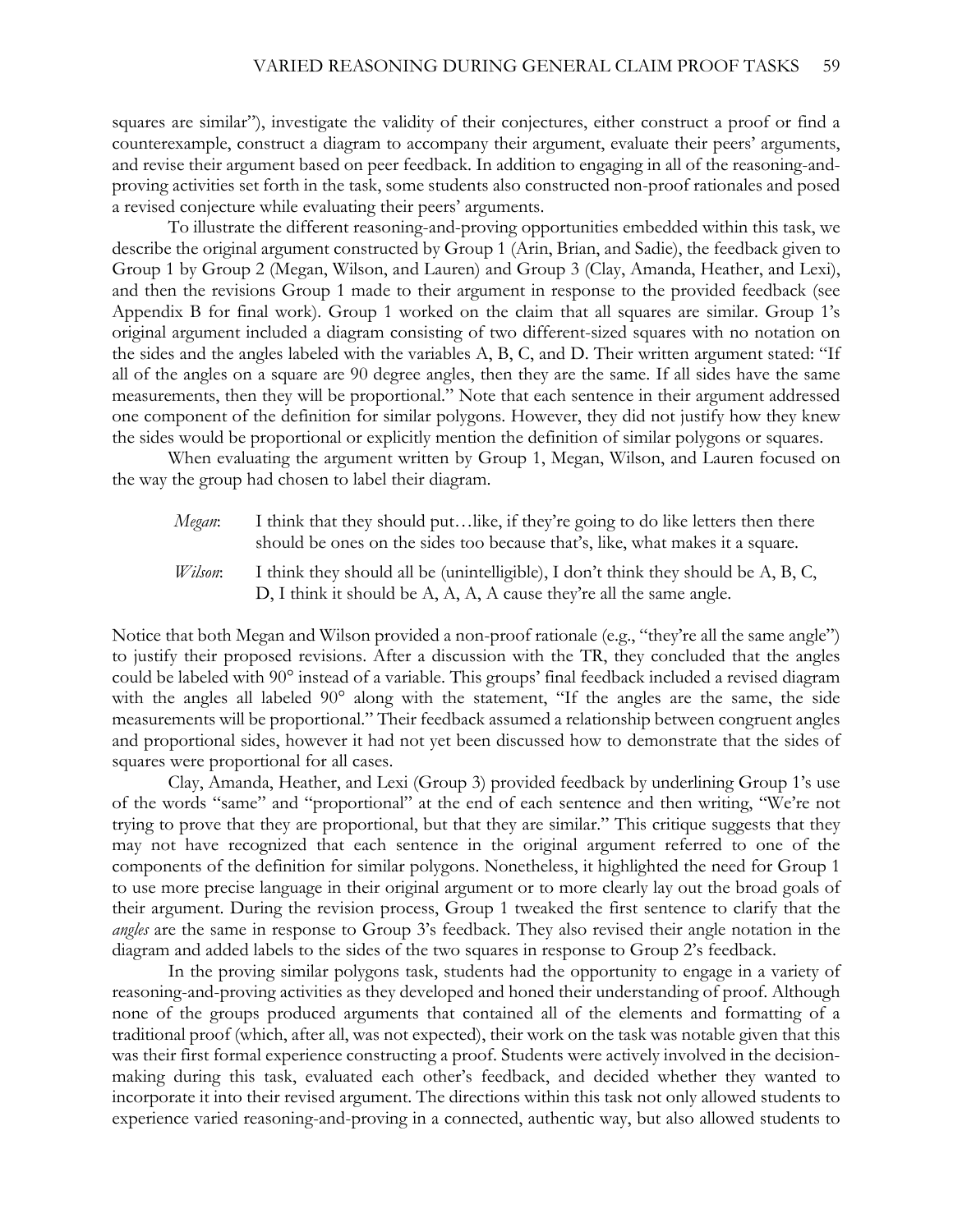squares are similar"), investigate the validity of their conjectures, either construct a proof or find a counterexample, construct a diagram to accompany their argument, evaluate their peers' arguments, and revise their argument based on peer feedback. In addition to engaging in all of the reasoning-and-proving activities set forth in the task, some students also constructed non-proof rationales and posed a revised conjecture while evaluating their peers' arguments.

To illustrate the different reasoning-and-proving opportunities embedded within this task, we describe the original argument constructed by Group 1 (Arin, Brian, and Sadie), the feedback given to Group 1 by Group 2 (Megan, Wilson, and Lauren) and Group 3 (Clay, Amanda, Heather, and Lexi), and then the revisions Group 1 made to their argument in response to the provided feedback (see Appendix B for final work). Group 1 worked on the claim that all squares are similar. Group 1's original argument included a diagram consisting of two different-sized squares with no notation on the sides and the angles labeled with the variables A, B, C, and D. Their written argument stated: "If all of the angles on a square are 90 degree angles, then they are the same. If all sides have the same measurements, then they will be proportional." Note that each sentence in their argument addressed one component of the definition for similar polygons. However, they did not justify how they knew the sides would be proportional or explicitly mention the definition of similar polygons or squares.

When evaluating the argument written by Group 1, Megan, Wilson, and Lauren focused on the way the group had chosen to label their diagram.

> *Megan*: I think that they should put…like, if they're going to do like letters then there should be ones on the sides too because that's, like, what makes it a square.
>
> *Wilson*: I think they should all be (unintelligible), I don't think they should be A, B, C, D, I think it should be A, A, A, A cause they're all the same angle.

Notice that both Megan and Wilson provided a non-proof rationale (e.g., "they're all the same angle") to justify their proposed revisions. After a discussion with the TR, they concluded that the angles could be labeled with 90° instead of a variable. This groups' final feedback included a revised diagram with the angles all labeled 90° along with the statement, "If the angles are the same, the side measurements will be proportional." Their feedback assumed a relationship between congruent angles and proportional sides, however it had not yet been discussed how to demonstrate that the sides of squares were proportional for all cases.

Clay, Amanda, Heather, and Lexi (Group 3) provided feedback by underlining Group 1's use of the words "same" and "proportional" at the end of each sentence and then writing, "We're not trying to prove that they are proportional, but that they are similar." This critique suggests that they may not have recognized that each sentence in the original argument referred to one of the components of the definition for similar polygons. Nonetheless, it highlighted the need for Group 1 to use more precise language in their original argument or to more clearly lay out the broad goals of their argument. During the revision process, Group 1 tweaked the first sentence to clarify that the *angles* are the same in response to Group 3's feedback. They also revised their angle notation in the diagram and added labels to the sides of the two squares in response to Group 2's feedback.

In the proving similar polygons task, students had the opportunity to engage in a variety of reasoning-and-proving activities as they developed and honed their understanding of proof. Although none of the groups produced arguments that contained all of the elements and formatting of a traditional proof (which, after all, was not expected), their work on the task was notable given that this was their first formal experience constructing a proof. Students were actively involved in the decision-making during this task, evaluated each other's feedback, and decided whether they wanted to incorporate it into their revised argument. The directions within this task not only allowed students to experience varied reasoning-and-proving in a connected, authentic way, but also allowed students to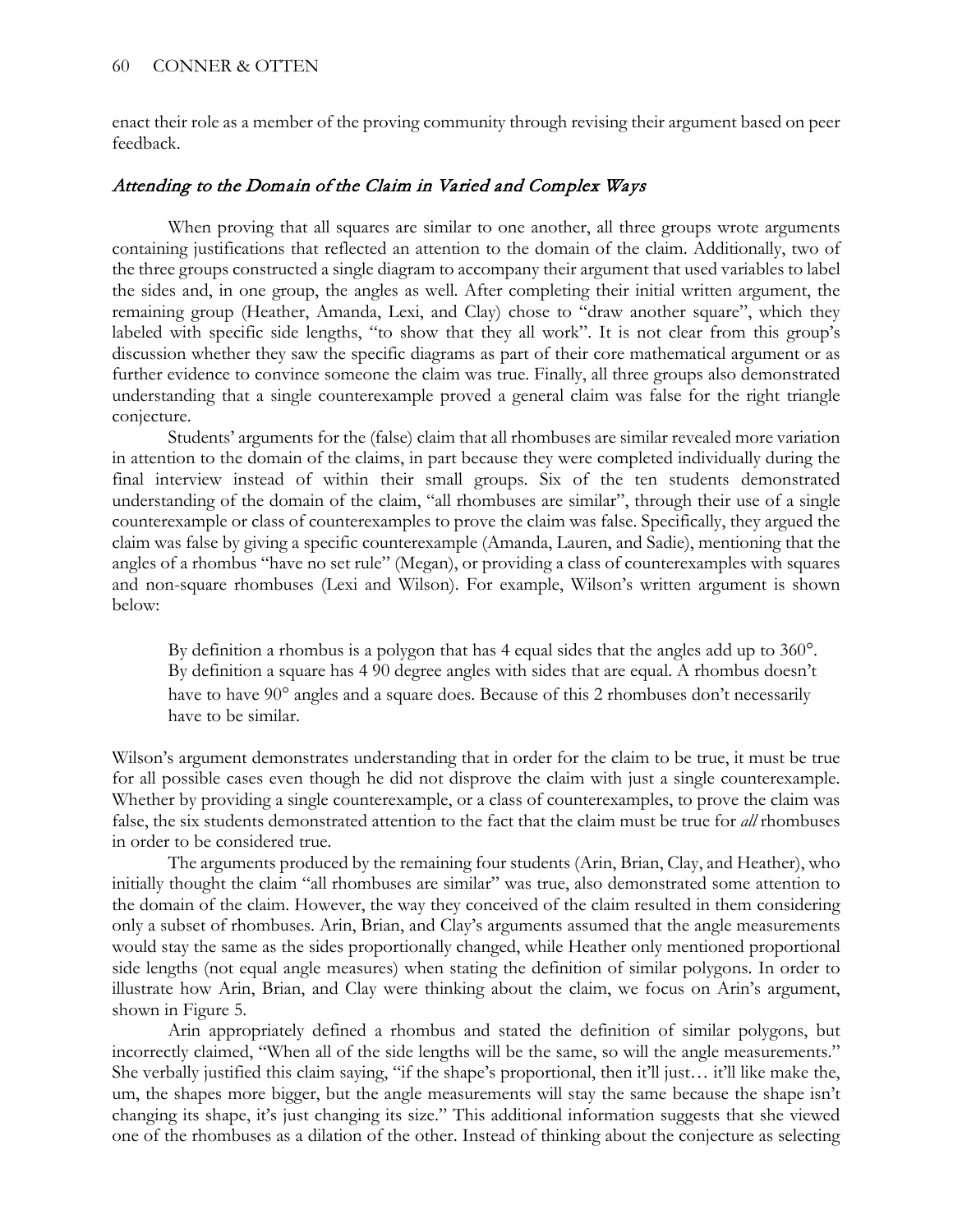enact their role as a member of the proving community through revising their argument based on peer feedback.

### *Attending to the Domain of the Claim in Varied and Complex Ways*

When proving that all squares are similar to one another, all three groups wrote arguments containing justifications that reflected an attention to the domain of the claim. Additionally, two of the three groups constructed a single diagram to accompany their argument that used variables to label the sides and, in one group, the angles as well. After completing their initial written argument, the remaining group (Heather, Amanda, Lexi, and Clay) chose to "draw another square", which they labeled with specific side lengths, "to show that they all work". It is not clear from this group's discussion whether they saw the specific diagrams as part of their core mathematical argument or as further evidence to convince someone the claim was true. Finally, all three groups also demonstrated understanding that a single counterexample proved a general claim was false for the right triangle conjecture.

Students' arguments for the (false) claim that all rhombuses are similar revealed more variation in attention to the domain of the claims, in part because they were completed individually during the final interview instead of within their small groups. Six of the ten students demonstrated understanding of the domain of the claim, "all rhombuses are similar", through their use of a single counterexample or class of counterexamples to prove the claim was false. Specifically, they argued the claim was false by giving a specific counterexample (Amanda, Lauren, and Sadie), mentioning that the angles of a rhombus "have no set rule" (Megan), or providing a class of counterexamples with squares and non-square rhombuses (Lexi and Wilson). For example, Wilson's written argument is shown below:

> By definition a rhombus is a polygon that has 4 equal sides that the angles add up to 360°. By definition a square has 4 90 degree angles with sides that are equal. A rhombus doesn't have to have 90° angles and a square does. Because of this 2 rhombuses don't necessarily have to be similar.

Wilson's argument demonstrates understanding that in order for the claim to be true, it must be true for all possible cases even though he did not disprove the claim with just a single counterexample. Whether by providing a single counterexample, or a class of counterexamples, to prove the claim was false, the six students demonstrated attention to the fact that the claim must be true for *all* rhombuses in order to be considered true.

The arguments produced by the remaining four students (Arin, Brian, Clay, and Heather), who initially thought the claim "all rhombuses are similar" was true, also demonstrated some attention to the domain of the claim. However, the way they conceived of the claim resulted in them considering only a subset of rhombuses. Arin, Brian, and Clay's arguments assumed that the angle measurements would stay the same as the sides proportionally changed, while Heather only mentioned proportional side lengths (not equal angle measures) when stating the definition of similar polygons. In order to illustrate how Arin, Brian, and Clay were thinking about the claim, we focus on Arin's argument, shown in Figure 5.

Arin appropriately defined a rhombus and stated the definition of similar polygons, but incorrectly claimed, "When all of the side lengths will be the same, so will the angle measurements." She verbally justified this claim saying, "if the shape's proportional, then it'll just… it'll like make the, um, the shapes more bigger, but the angle measurements will stay the same because the shape isn't changing its shape, it's just changing its size." This additional information suggests that she viewed one of the rhombuses as a dilation of the other. Instead of thinking about the conjecture as selecting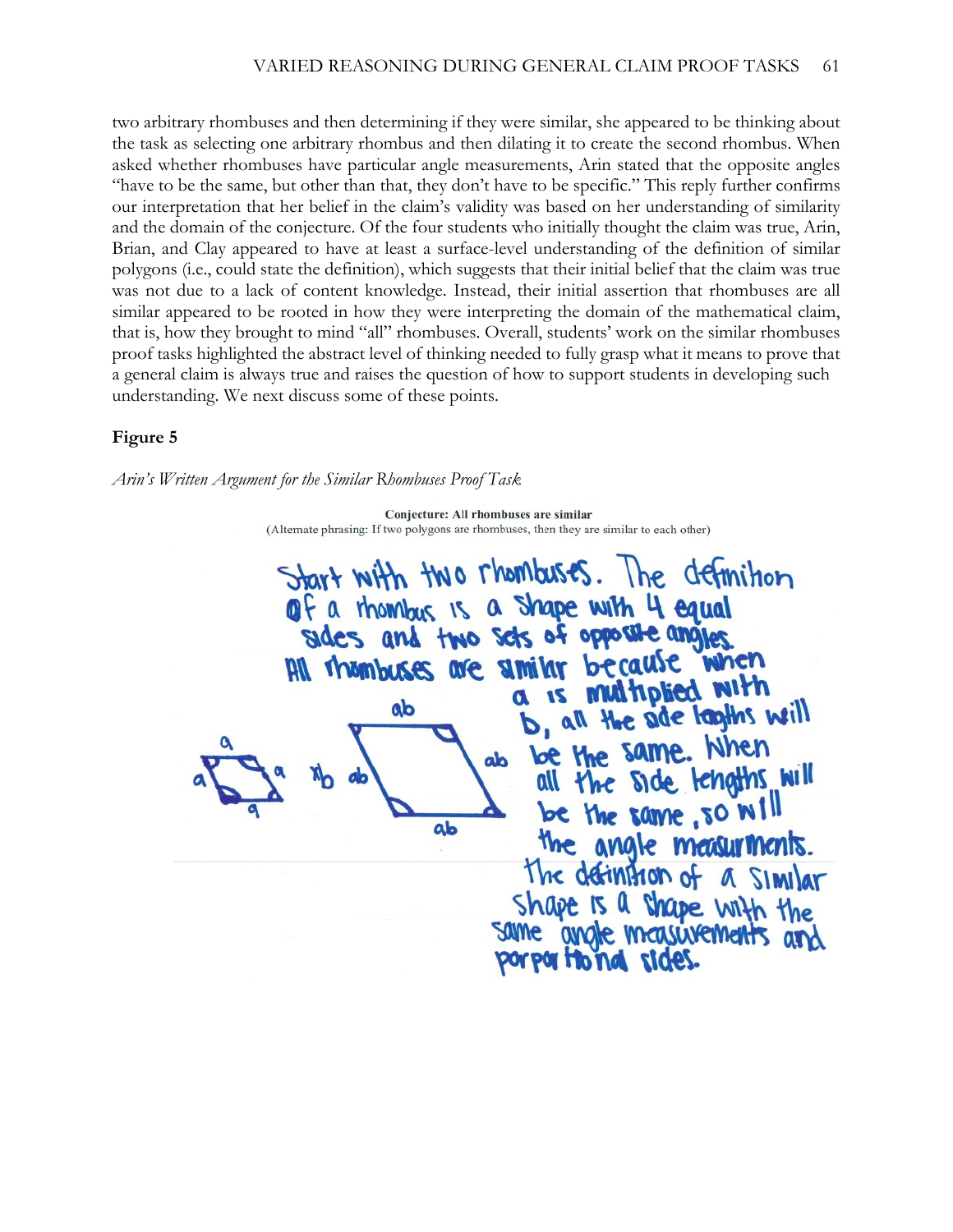two arbitrary rhombuses and then determining if they were similar, she appeared to be thinking about the task as selecting one arbitrary rhombus and then dilating it to create the second rhombus. When asked whether rhombuses have particular angle measurements, Arin stated that the opposite angles "have to be the same, but other than that, they don't have to be specific." This reply further confirms our interpretation that her belief in the claim's validity was based on her understanding of similarity and the domain of the conjecture. Of the four students who initially thought the claim was true, Arin, Brian, and Clay appeared to have at least a surface-level understanding of the definition of similar polygons (i.e., could state the definition), which suggests that their initial belief that the claim was true was not due to a lack of content knowledge. Instead, their initial assertion that rhombuses are all similar appeared to be rooted in how they were interpreting the domain of the mathematical claim, that is, how they brought to mind "all" rhombuses. Overall, students' work on the similar rhombuses proof tasks highlighted the abstract level of thinking needed to fully grasp what it means to prove that a general claim is always true and raises the question of how to support students in developing such understanding. We next discuss some of these points.

**Figure 5**

*Arin's Written Argument for the Similar Rhombuses Proof Task*

**Conjecture: All rhombuses are similar**
(Alternate phrasing: If two polygons are rhombuses, then they are similar to each other)

Start with two rhombuses. The definition of a rhombus is a shape with 4 equal sides and two sets of opposite angles. All rhombuses are similar because when a is multiplied with b, all the side lengths will be the same. When all the side lengths will be the same, so will the angle measurments. The definition of a similar shape is a shape with the same angle measurements and porportional sides.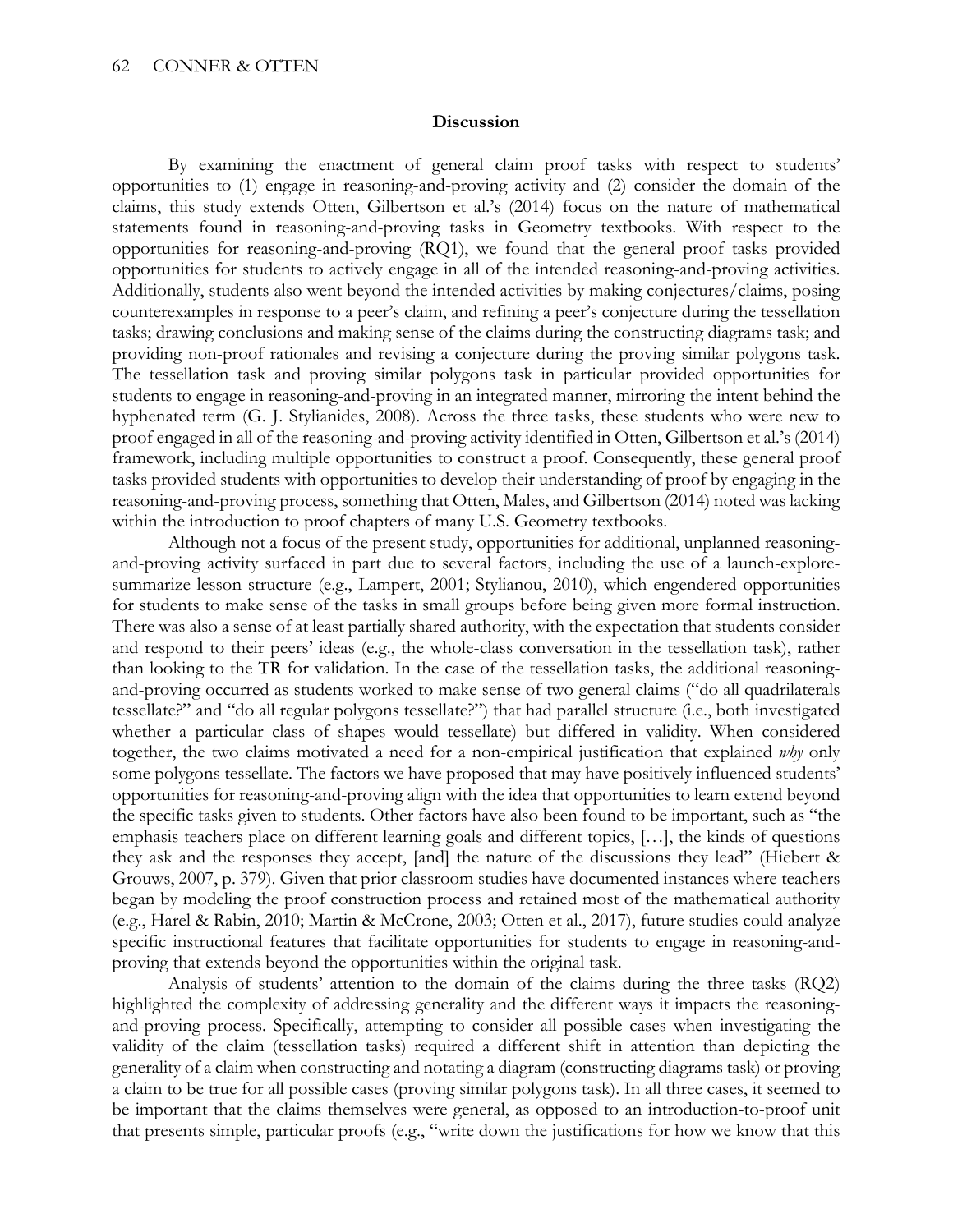## Discussion

By examining the enactment of general claim proof tasks with respect to students' opportunities to (1) engage in reasoning-and-proving activity and (2) consider the domain of the claims, this study extends Otten, Gilbertson et al.'s (2014) focus on the nature of mathematical statements found in reasoning-and-proving tasks in Geometry textbooks. With respect to the opportunities for reasoning-and-proving (RQ1), we found that the general proof tasks provided opportunities for students to actively engage in all of the intended reasoning-and-proving activities. Additionally, students also went beyond the intended activities by making conjectures/claims, posing counterexamples in response to a peer's claim, and refining a peer's conjecture during the tessellation tasks; drawing conclusions and making sense of the claims during the constructing diagrams task; and providing non-proof rationales and revising a conjecture during the proving similar polygons task. The tessellation task and proving similar polygons task in particular provided opportunities for students to engage in reasoning-and-proving in an integrated manner, mirroring the intent behind the hyphenated term (G. J. Stylianides, 2008). Across the three tasks, these students who were new to proof engaged in all of the reasoning-and-proving activity identified in Otten, Gilbertson et al.'s (2014) framework, including multiple opportunities to construct a proof. Consequently, these general proof tasks provided students with opportunities to develop their understanding of proof by engaging in the reasoning-and-proving process, something that Otten, Males, and Gilbertson (2014) noted was lacking within the introduction to proof chapters of many U.S. Geometry textbooks.

Although not a focus of the present study, opportunities for additional, unplanned reasoning-and-proving activity surfaced in part due to several factors, including the use of a launch-explore-summarize lesson structure (e.g., Lampert, 2001; Stylianou, 2010), which engendered opportunities for students to make sense of the tasks in small groups before being given more formal instruction. There was also a sense of at least partially shared authority, with the expectation that students consider and respond to their peers' ideas (e.g., the whole-class conversation in the tessellation task), rather than looking to the TR for validation. In the case of the tessellation tasks, the additional reasoning-and-proving occurred as students worked to make sense of two general claims ("do all quadrilaterals tessellate?" and "do all regular polygons tessellate?") that had parallel structure (i.e., both investigated whether a particular class of shapes would tessellate) but differed in validity. When considered together, the two claims motivated a need for a non-empirical justification that explained *why* only some polygons tessellate. The factors we have proposed that may have positively influenced students' opportunities for reasoning-and-proving align with the idea that opportunities to learn extend beyond the specific tasks given to students. Other factors have also been found to be important, such as "the emphasis teachers place on different learning goals and different topics, […], the kinds of questions they ask and the responses they accept, [and] the nature of the discussions they lead" (Hiebert & Grouws, 2007, p. 379). Given that prior classroom studies have documented instances where teachers began by modeling the proof construction process and retained most of the mathematical authority (e.g., Harel & Rabin, 2010; Martin & McCrone, 2003; Otten et al., 2017), future studies could analyze specific instructional features that facilitate opportunities for students to engage in reasoning-and-proving that extends beyond the opportunities within the original task.

Analysis of students' attention to the domain of the claims during the three tasks (RQ2) highlighted the complexity of addressing generality and the different ways it impacts the reasoning-and-proving process. Specifically, attempting to consider all possible cases when investigating the validity of the claim (tessellation tasks) required a different shift in attention than depicting the generality of a claim when constructing and notating a diagram (constructing diagrams task) or proving a claim to be true for all possible cases (proving similar polygons task). In all three cases, it seemed to be important that the claims themselves were general, as opposed to an introduction-to-proof unit that presents simple, particular proofs (e.g., "write down the justifications for how we know that this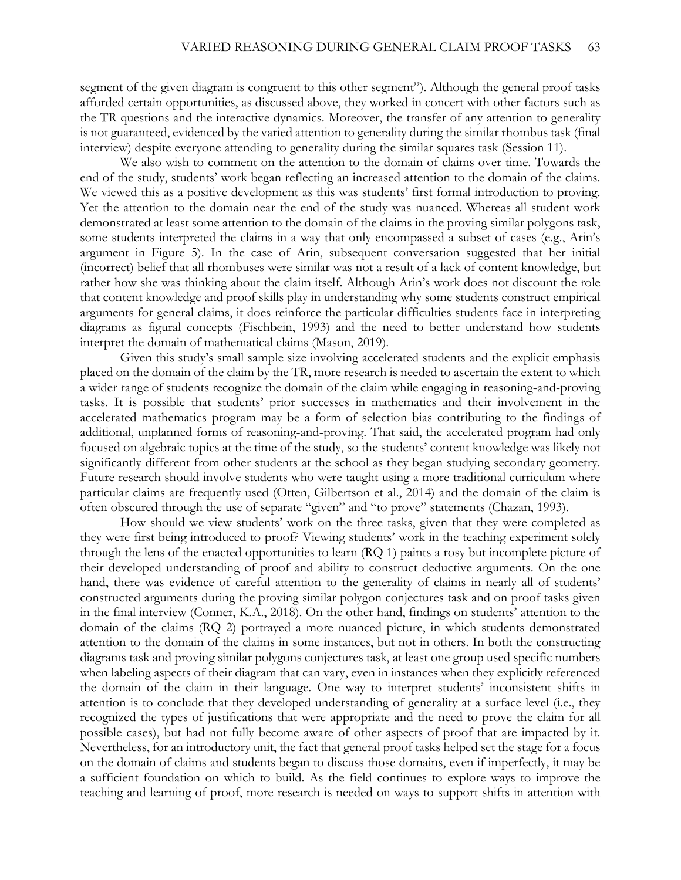segment of the given diagram is congruent to this other segment"). Although the general proof tasks afforded certain opportunities, as discussed above, they worked in concert with other factors such as the TR questions and the interactive dynamics. Moreover, the transfer of any attention to generality is not guaranteed, evidenced by the varied attention to generality during the similar rhombus task (final interview) despite everyone attending to generality during the similar squares task (Session 11).

We also wish to comment on the attention to the domain of claims over time. Towards the end of the study, students' work began reflecting an increased attention to the domain of the claims. We viewed this as a positive development as this was students' first formal introduction to proving. Yet the attention to the domain near the end of the study was nuanced. Whereas all student work demonstrated at least some attention to the domain of the claims in the proving similar polygons task, some students interpreted the claims in a way that only encompassed a subset of cases (e.g., Arin's argument in Figure 5). In the case of Arin, subsequent conversation suggested that her initial (incorrect) belief that all rhombuses were similar was not a result of a lack of content knowledge, but rather how she was thinking about the claim itself. Although Arin's work does not discount the role that content knowledge and proof skills play in understanding why some students construct empirical arguments for general claims, it does reinforce the particular difficulties students face in interpreting diagrams as figural concepts (Fischbein, 1993) and the need to better understand how students interpret the domain of mathematical claims (Mason, 2019).

Given this study's small sample size involving accelerated students and the explicit emphasis placed on the domain of the claim by the TR, more research is needed to ascertain the extent to which a wider range of students recognize the domain of the claim while engaging in reasoning-and-proving tasks. It is possible that students' prior successes in mathematics and their involvement in the accelerated mathematics program may be a form of selection bias contributing to the findings of additional, unplanned forms of reasoning-and-proving. That said, the accelerated program had only focused on algebraic topics at the time of the study, so the students' content knowledge was likely not significantly different from other students at the school as they began studying secondary geometry. Future research should involve students who were taught using a more traditional curriculum where particular claims are frequently used (Otten, Gilbertson et al., 2014) and the domain of the claim is often obscured through the use of separate "given" and "to prove" statements (Chazan, 1993).

How should we view students' work on the three tasks, given that they were completed as they were first being introduced to proof? Viewing students' work in the teaching experiment solely through the lens of the enacted opportunities to learn (RQ 1) paints a rosy but incomplete picture of their developed understanding of proof and ability to construct deductive arguments. On the one hand, there was evidence of careful attention to the generality of claims in nearly all of students' constructed arguments during the proving similar polygon conjectures task and on proof tasks given in the final interview (Conner, K.A., 2018). On the other hand, findings on students' attention to the domain of the claims (RQ 2) portrayed a more nuanced picture, in which students demonstrated attention to the domain of the claims in some instances, but not in others. In both the constructing diagrams task and proving similar polygons conjectures task, at least one group used specific numbers when labeling aspects of their diagram that can vary, even in instances when they explicitly referenced the domain of the claim in their language. One way to interpret students' inconsistent shifts in attention is to conclude that they developed understanding of generality at a surface level (i.e., they recognized the types of justifications that were appropriate and the need to prove the claim for all possible cases), but had not fully become aware of other aspects of proof that are impacted by it. Nevertheless, for an introductory unit, the fact that general proof tasks helped set the stage for a focus on the domain of claims and students began to discuss those domains, even if imperfectly, it may be a sufficient foundation on which to build. As the field continues to explore ways to improve the teaching and learning of proof, more research is needed on ways to support shifts in attention with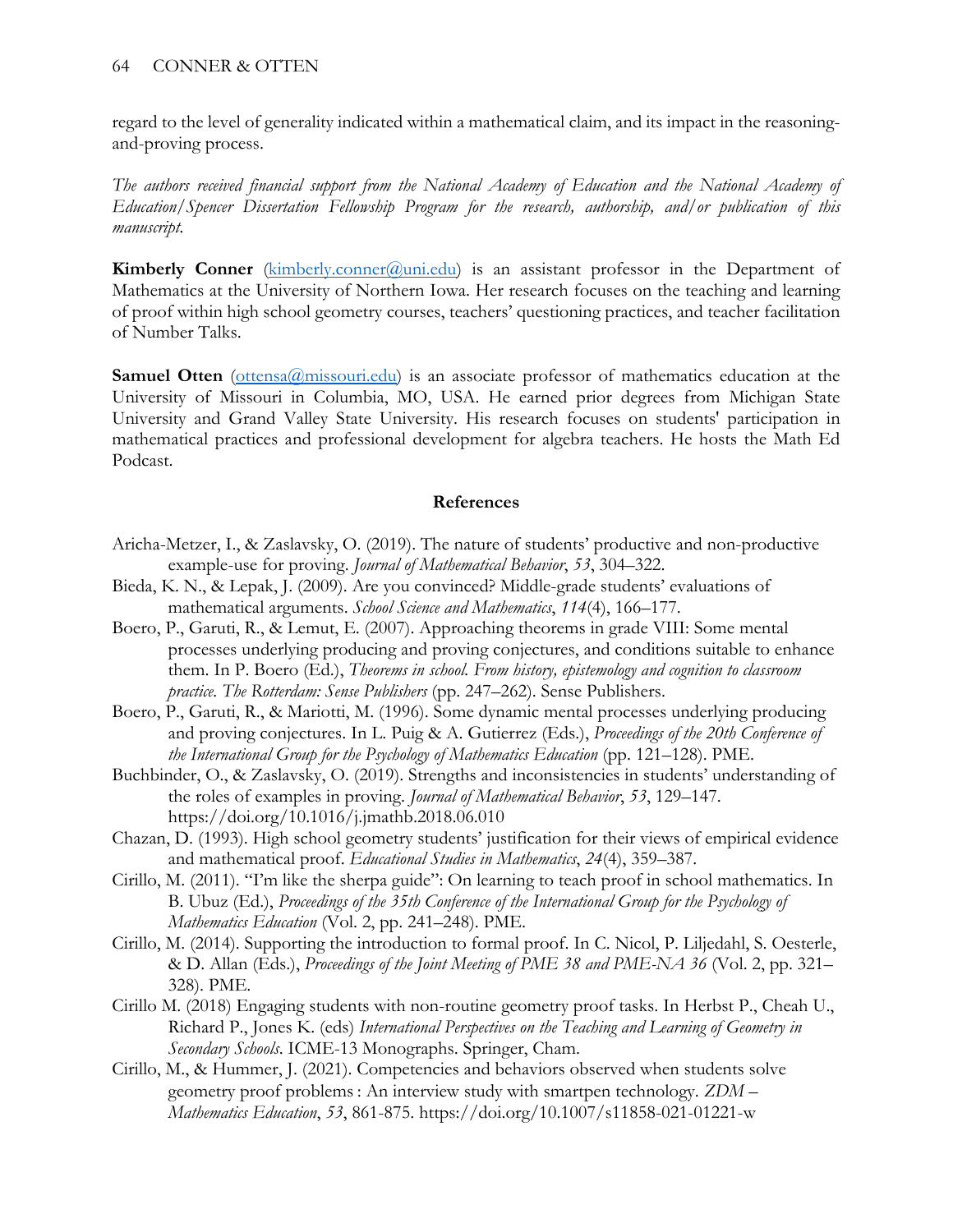regard to the level of generality indicated within a mathematical claim, and its impact in the reasoning-and-proving process.

*The authors received financial support from the National Academy of Education and the National Academy of Education/Spencer Dissertation Fellowship Program for the research, authorship, and/or publication of this manuscript.*

**Kimberly Conner** (kimberly.conner@uni.edu) is an assistant professor in the Department of Mathematics at the University of Northern Iowa. Her research focuses on the teaching and learning of proof within high school geometry courses, teachers' questioning practices, and teacher facilitation of Number Talks.

**Samuel Otten** (ottensa@missouri.edu) is an associate professor of mathematics education at the University of Missouri in Columbia, MO, USA. He earned prior degrees from Michigan State University and Grand Valley State University. His research focuses on students' participation in mathematical practices and professional development for algebra teachers. He hosts the Math Ed Podcast.

## References

Aricha-Metzer, I., & Zaslavsky, O. (2019). The nature of students' productive and non-productive example-use for proving. *Journal of Mathematical Behavior*, *53*, 304–322.

Bieda, K. N., & Lepak, J. (2009). Are you convinced? Middle-grade students' evaluations of mathematical arguments. *School Science and Mathematics*, *114*(4), 166–177.

Boero, P., Garuti, R., & Lemut, E. (2007). Approaching theorems in grade VIII: Some mental processes underlying producing and proving conjectures, and conditions suitable to enhance them. In P. Boero (Ed.), *Theorems in school. From history, epistemology and cognition to classroom practice. The Rotterdam: Sense Publishers* (pp. 247–262). Sense Publishers.

Boero, P., Garuti, R., & Mariotti, M. (1996). Some dynamic mental processes underlying producing and proving conjectures. In L. Puig & A. Gutierrez (Eds.), *Proceedings of the 20th Conference of the International Group for the Psychology of Mathematics Education* (pp. 121–128). PME.

Buchbinder, O., & Zaslavsky, O. (2019). Strengths and inconsistencies in students' understanding of the roles of examples in proving. *Journal of Mathematical Behavior*, *53*, 129–147. https://doi.org/10.1016/j.jmathb.2018.06.010

Chazan, D. (1993). High school geometry students' justification for their views of empirical evidence and mathematical proof. *Educational Studies in Mathematics*, *24*(4), 359–387.

Cirillo, M. (2011). "I'm like the sherpa guide": On learning to teach proof in school mathematics. In B. Ubuz (Ed.), *Proceedings of the 35th Conference of the International Group for the Psychology of Mathematics Education* (Vol. 2, pp. 241–248). PME.

Cirillo, M. (2014). Supporting the introduction to formal proof. In C. Nicol, P. Liljedahl, S. Oesterle, & D. Allan (Eds.), *Proceedings of the Joint Meeting of PME 38 and PME-NA 36* (Vol. 2, pp. 321–328). PME.

Cirillo M. (2018) Engaging students with non-routine geometry proof tasks. In Herbst P., Cheah U., Richard P., Jones K. (eds) *International Perspectives on the Teaching and Learning of Geometry in Secondary Schools*. ICME-13 Monographs. Springer, Cham.

Cirillo, M., & Hummer, J. (2021). Competencies and behaviors observed when students solve geometry proof problems : An interview study with smartpen technology. *ZDM – Mathematics Education*, *53*, 861-875. https://doi.org/10.1007/s11858-021-01221-w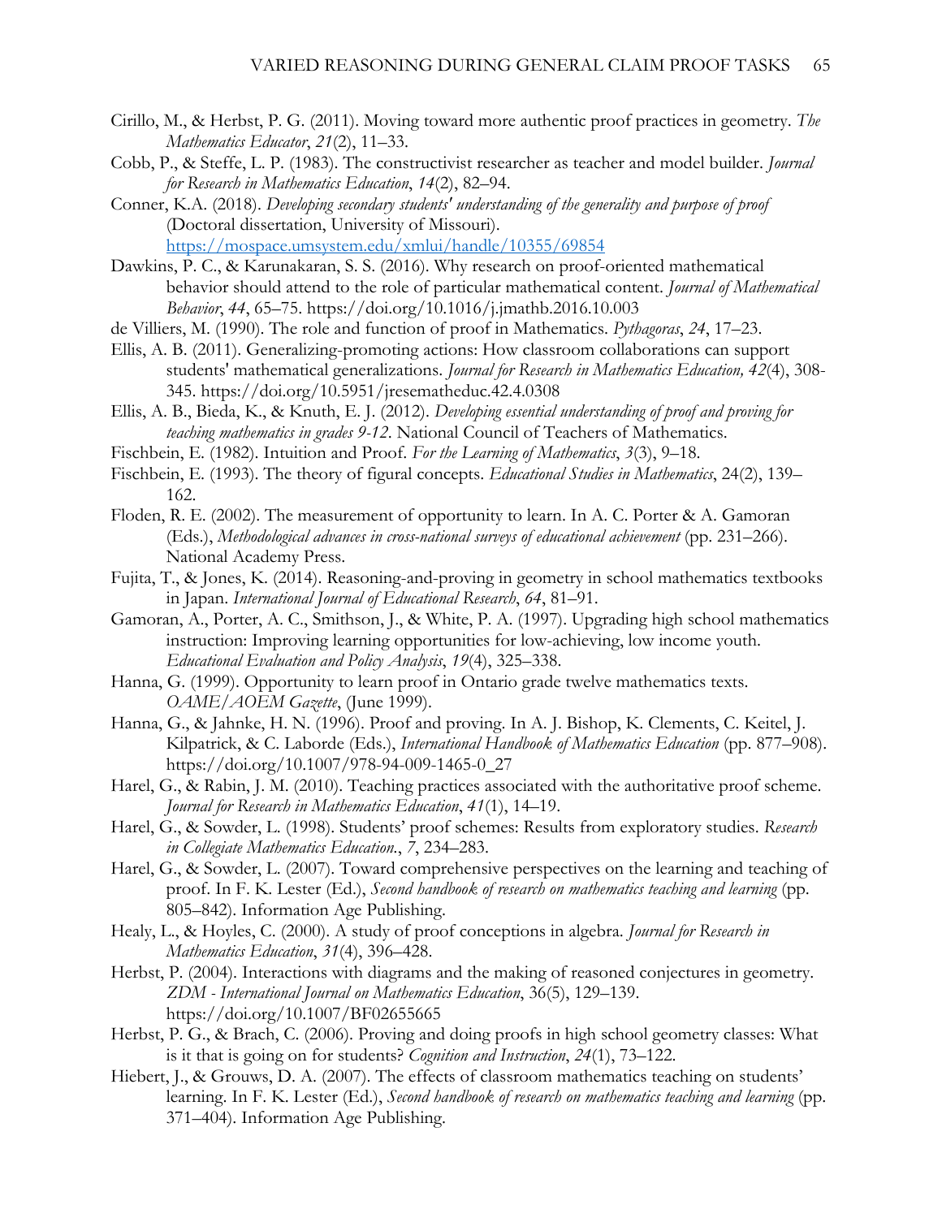Cirillo, M., & Herbst, P. G. (2011). Moving toward more authentic proof practices in geometry. *The Mathematics Educator*, *21*(2), 11–33.

Cobb, P., & Steffe, L. P. (1983). The constructivist researcher as teacher and model builder. *Journal for Research in Mathematics Education*, *14*(2), 82–94.

Conner, K.A. (2018). *Developing secondary students' understanding of the generality and purpose of proof* (Doctoral dissertation, University of Missouri). https://mospace.umsystem.edu/xmlui/handle/10355/69854

Dawkins, P. C., & Karunakaran, S. S. (2016). Why research on proof-oriented mathematical behavior should attend to the role of particular mathematical content. *Journal of Mathematical Behavior*, *44*, 65–75. https://doi.org/10.1016/j.jmathb.2016.10.003

de Villiers, M. (1990). The role and function of proof in Mathematics. *Pythagoras*, *24*, 17–23.

Ellis, A. B. (2011). Generalizing-promoting actions: How classroom collaborations can support students' mathematical generalizations. *Journal for Research in Mathematics Education, 42*(4), 308-345. https://doi.org/10.5951/jresematheduc.42.4.0308

Ellis, A. B., Bieda, K., & Knuth, E. J. (2012). *Developing essential understanding of proof and proving for teaching mathematics in grades 9-12*. National Council of Teachers of Mathematics.

Fischbein, E. (1982). Intuition and Proof. *For the Learning of Mathematics*, *3*(3), 9–18.

Fischbein, E. (1993). The theory of figural concepts. *Educational Studies in Mathematics*, 24(2), 139–162.

Floden, R. E. (2002). The measurement of opportunity to learn. In A. C. Porter & A. Gamoran (Eds.), *Methodological advances in cross-national surveys of educational achievement* (pp. 231–266). National Academy Press.

Fujita, T., & Jones, K. (2014). Reasoning-and-proving in geometry in school mathematics textbooks in Japan. *International Journal of Educational Research*, *64*, 81–91.

Gamoran, A., Porter, A. C., Smithson, J., & White, P. A. (1997). Upgrading high school mathematics instruction: Improving learning opportunities for low-achieving, low income youth. *Educational Evaluation and Policy Analysis*, *19*(4), 325–338.

Hanna, G. (1999). Opportunity to learn proof in Ontario grade twelve mathematics texts. *OAME/AOEM Gazette*, (June 1999).

Hanna, G., & Jahnke, H. N. (1996). Proof and proving. In A. J. Bishop, K. Clements, C. Keitel, J. Kilpatrick, & C. Laborde (Eds.), *International Handbook of Mathematics Education* (pp. 877–908). https://doi.org/10.1007/978-94-009-1465-0_27

Harel, G., & Rabin, J. M. (2010). Teaching practices associated with the authoritative proof scheme. *Journal for Research in Mathematics Education*, *41*(1), 14–19.

Harel, G., & Sowder, L. (1998). Students' proof schemes: Results from exploratory studies. *Research in Collegiate Mathematics Education.*, *7*, 234–283.

Harel, G., & Sowder, L. (2007). Toward comprehensive perspectives on the learning and teaching of proof. In F. K. Lester (Ed.), *Second handbook of research on mathematics teaching and learning* (pp. 805–842). Information Age Publishing.

Healy, L., & Hoyles, C. (2000). A study of proof conceptions in algebra. *Journal for Research in Mathematics Education*, *31*(4), 396–428.

Herbst, P. (2004). Interactions with diagrams and the making of reasoned conjectures in geometry. *ZDM - International Journal on Mathematics Education*, 36(5), 129–139. https://doi.org/10.1007/BF02655665

Herbst, P. G., & Brach, C. (2006). Proving and doing proofs in high school geometry classes: What is it that is going on for students? *Cognition and Instruction*, *24*(1), 73–122.

Hiebert, J., & Grouws, D. A. (2007). The effects of classroom mathematics teaching on students' learning. In F. K. Lester (Ed.), *Second handbook of research on mathematics teaching and learning* (pp. 371–404). Information Age Publishing.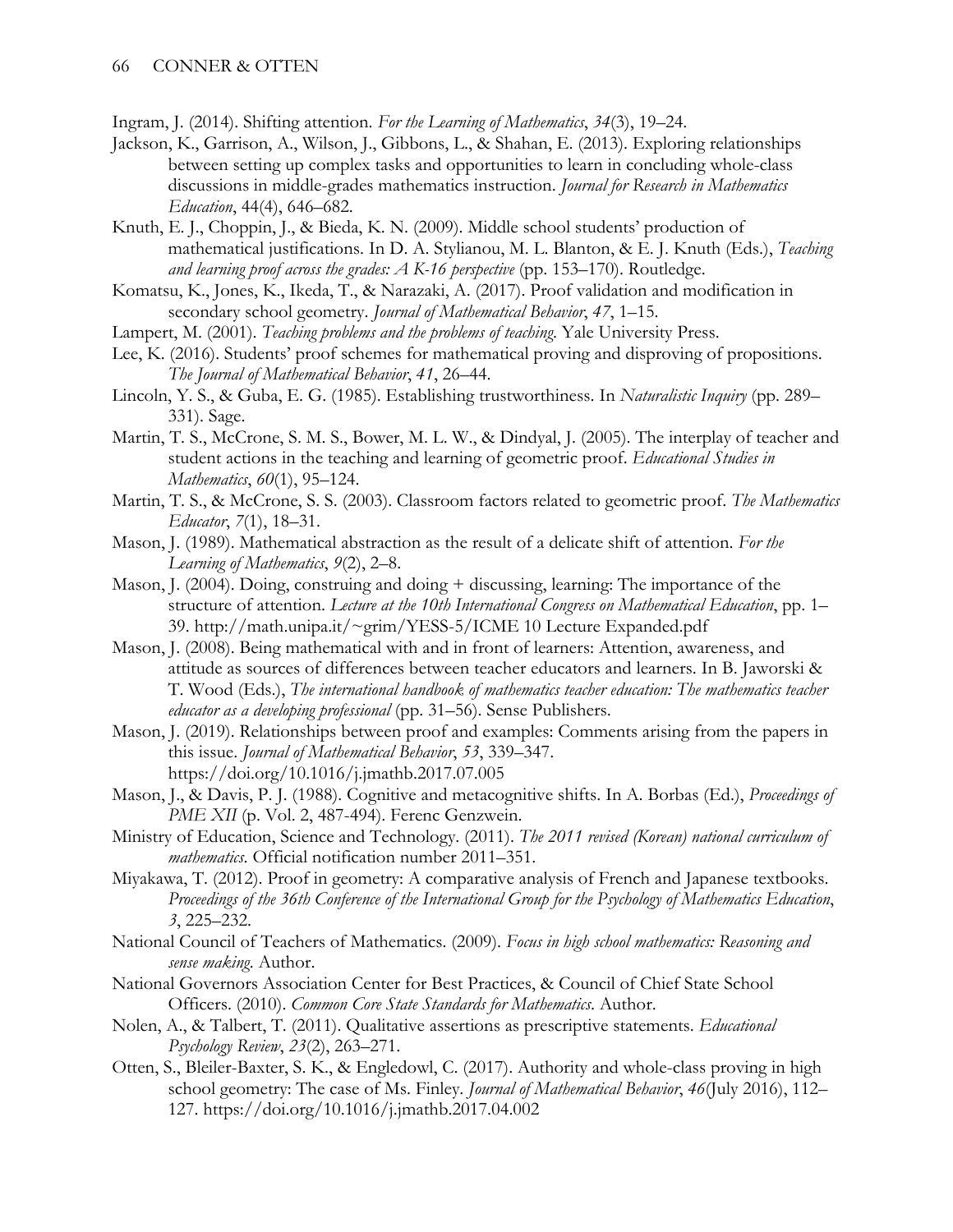Ingram, J. (2014). Shifting attention. *For the Learning of Mathematics*, *34*(3), 19–24.

Jackson, K., Garrison, A., Wilson, J., Gibbons, L., & Shahan, E. (2013). Exploring relationships between setting up complex tasks and opportunities to learn in concluding whole-class discussions in middle-grades mathematics instruction. *Journal for Research in Mathematics Education*, 44(4), 646–682.

Knuth, E. J., Choppin, J., & Bieda, K. N. (2009). Middle school students' production of mathematical justifications. In D. A. Stylianou, M. L. Blanton, & E. J. Knuth (Eds.), *Teaching and learning proof across the grades: A K-16 perspective* (pp. 153–170). Routledge.

Komatsu, K., Jones, K., Ikeda, T., & Narazaki, A. (2017). Proof validation and modification in secondary school geometry. *Journal of Mathematical Behavior*, *47*, 1–15.

Lampert, M. (2001). *Teaching problems and the problems of teaching*. Yale University Press.

Lee, K. (2016). Students' proof schemes for mathematical proving and disproving of propositions. *The Journal of Mathematical Behavior*, *41*, 26–44.

Lincoln, Y. S., & Guba, E. G. (1985). Establishing trustworthiness. In *Naturalistic Inquiry* (pp. 289–331). Sage.

Martin, T. S., McCrone, S. M. S., Bower, M. L. W., & Dindyal, J. (2005). The interplay of teacher and student actions in the teaching and learning of geometric proof. *Educational Studies in Mathematics*, *60*(1), 95–124.

Martin, T. S., & McCrone, S. S. (2003). Classroom factors related to geometric proof. *The Mathematics Educator*, *7*(1), 18–31.

Mason, J. (1989). Mathematical abstraction as the result of a delicate shift of attention. *For the Learning of Mathematics*, *9*(2), 2–8.

Mason, J. (2004). Doing, construing and doing + discussing, learning: The importance of the structure of attention. *Lecture at the 10th International Congress on Mathematical Education*, pp. 1–39. http://math.unipa.it/~grim/YESS-5/ICME 10 Lecture Expanded.pdf

Mason, J. (2008). Being mathematical with and in front of learners: Attention, awareness, and attitude as sources of differences between teacher educators and learners. In B. Jaworski & T. Wood (Eds.), *The international handbook of mathematics teacher education: The mathematics teacher educator as a developing professional* (pp. 31–56). Sense Publishers.

Mason, J. (2019). Relationships between proof and examples: Comments arising from the papers in this issue. *Journal of Mathematical Behavior*, *53*, 339–347. https://doi.org/10.1016/j.jmathb.2017.07.005

Mason, J., & Davis, P. J. (1988). Cognitive and metacognitive shifts. In A. Borbas (Ed.), *Proceedings of PME XII* (p. Vol. 2, 487-494). Ferenc Genzwein.

Ministry of Education, Science and Technology. (2011). *The 2011 revised (Korean) national curriculum of mathematics*. Official notification number 2011–351.

Miyakawa, T. (2012). Proof in geometry: A comparative analysis of French and Japanese textbooks. *Proceedings of the 36th Conference of the International Group for the Psychology of Mathematics Education*, *3*, 225–232.

National Council of Teachers of Mathematics. (2009). *Focus in high school mathematics: Reasoning and sense making*. Author.

National Governors Association Center for Best Practices, & Council of Chief State School Officers. (2010). *Common Core State Standards for Mathematics*. Author.

Nolen, A., & Talbert, T. (2011). Qualitative assertions as prescriptive statements. *Educational Psychology Review*, *23*(2), 263–271.

Otten, S., Bleiler-Baxter, S. K., & Engledowl, C. (2017). Authority and whole-class proving in high school geometry: The case of Ms. Finley. *Journal of Mathematical Behavior*, *46*(July 2016), 112–127. https://doi.org/10.1016/j.jmathb.2017.04.002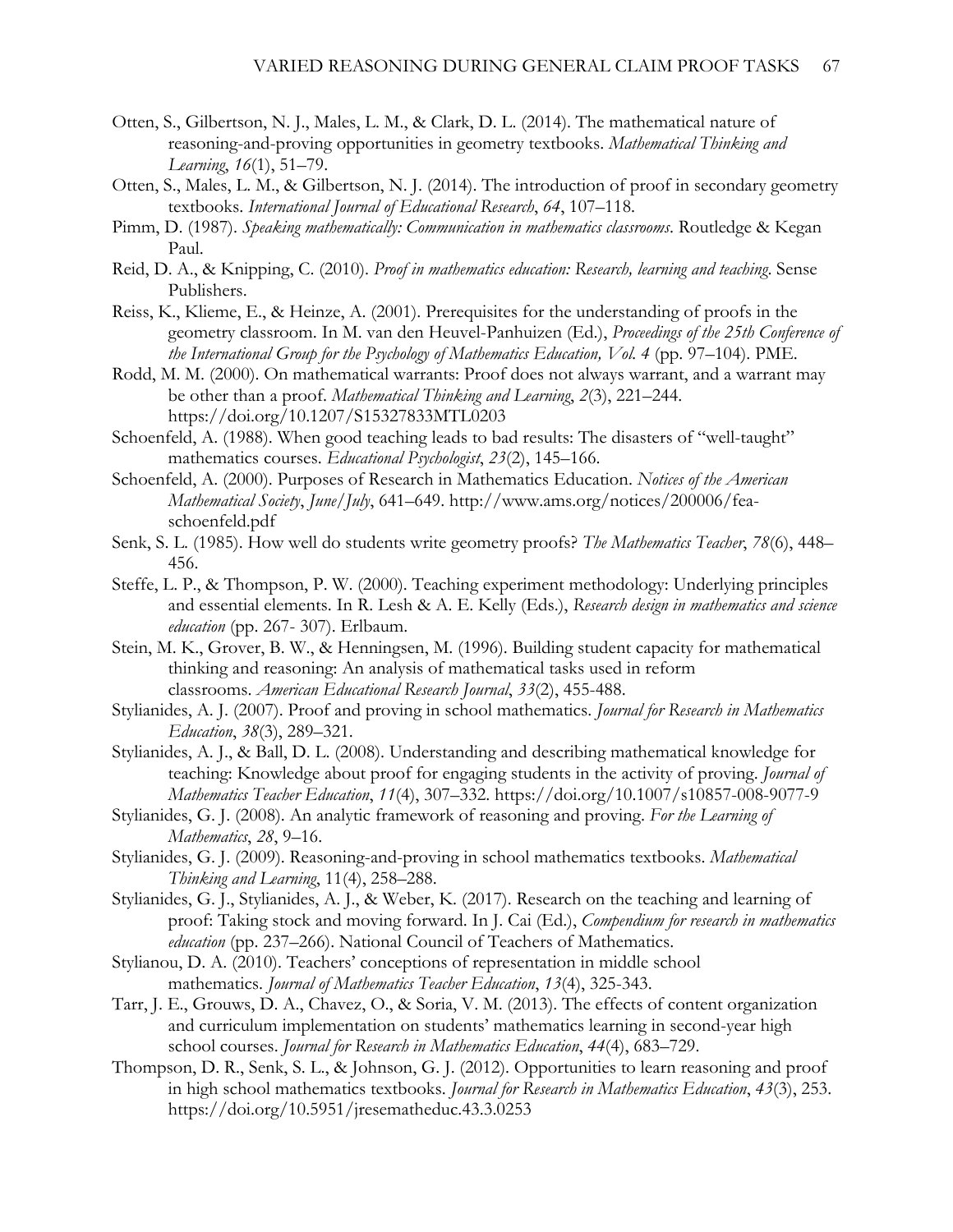Otten, S., Gilbertson, N. J., Males, L. M., & Clark, D. L. (2014). The mathematical nature of reasoning-and-proving opportunities in geometry textbooks. *Mathematical Thinking and Learning*, *16*(1), 51–79.

Otten, S., Males, L. M., & Gilbertson, N. J. (2014). The introduction of proof in secondary geometry textbooks. *International Journal of Educational Research*, *64*, 107–118.

Pimm, D. (1987). *Speaking mathematically: Communication in mathematics classrooms*. Routledge & Kegan Paul.

Reid, D. A., & Knipping, C. (2010). *Proof in mathematics education: Research, learning and teaching*. Sense Publishers.

Reiss, K., Klieme, E., & Heinze, A. (2001). Prerequisites for the understanding of proofs in the geometry classroom. In M. van den Heuvel-Panhuizen (Ed.), *Proceedings of the 25th Conference of the International Group for the Psychology of Mathematics Education, Vol. 4* (pp. 97–104). PME.

Rodd, M. M. (2000). On mathematical warrants: Proof does not always warrant, and a warrant may be other than a proof. *Mathematical Thinking and Learning*, *2*(3), 221–244. https://doi.org/10.1207/S15327833MTL0203

Schoenfeld, A. (1988). When good teaching leads to bad results: The disasters of "well-taught" mathematics courses. *Educational Psychologist*, *23*(2), 145–166.

Schoenfeld, A. (2000). Purposes of Research in Mathematics Education. *Notices of the American Mathematical Society*, *June/July*, 641–649. http://www.ams.org/notices/200006/fea-schoenfeld.pdf

Senk, S. L. (1985). How well do students write geometry proofs? *The Mathematics Teacher*, *78*(6), 448–456.

Steffe, L. P., & Thompson, P. W. (2000). Teaching experiment methodology: Underlying principles and essential elements. In R. Lesh & A. E. Kelly (Eds.), *Research design in mathematics and science education* (pp. 267- 307). Erlbaum.

Stein, M. K., Grover, B. W., & Henningsen, M. (1996). Building student capacity for mathematical thinking and reasoning: An analysis of mathematical tasks used in reform classrooms. *American Educational Research Journal*, *33*(2), 455-488.

Stylianides, A. J. (2007). Proof and proving in school mathematics. *Journal for Research in Mathematics Education*, *38*(3), 289–321.

Stylianides, A. J., & Ball, D. L. (2008). Understanding and describing mathematical knowledge for teaching: Knowledge about proof for engaging students in the activity of proving. *Journal of Mathematics Teacher Education*, *11*(4), 307–332. https://doi.org/10.1007/s10857-008-9077-9

Stylianides, G. J. (2008). An analytic framework of reasoning and proving. *For the Learning of Mathematics*, *28*, 9–16.

Stylianides, G. J. (2009). Reasoning-and-proving in school mathematics textbooks. *Mathematical Thinking and Learning*, 11(4), 258–288.

Stylianides, G. J., Stylianides, A. J., & Weber, K. (2017). Research on the teaching and learning of proof: Taking stock and moving forward. In J. Cai (Ed.), *Compendium for research in mathematics education* (pp. 237–266). National Council of Teachers of Mathematics.

Stylianou, D. A. (2010). Teachers' conceptions of representation in middle school mathematics. *Journal of Mathematics Teacher Education*, *13*(4), 325-343.

Tarr, J. E., Grouws, D. A., Chavez, O., & Soria, V. M. (2013). The effects of content organization and curriculum implementation on students' mathematics learning in second-year high school courses. *Journal for Research in Mathematics Education*, *44*(4), 683–729.

Thompson, D. R., Senk, S. L., & Johnson, G. J. (2012). Opportunities to learn reasoning and proof in high school mathematics textbooks. *Journal for Research in Mathematics Education*, *43*(3), 253. https://doi.org/10.5951/jresematheduc.43.3.0253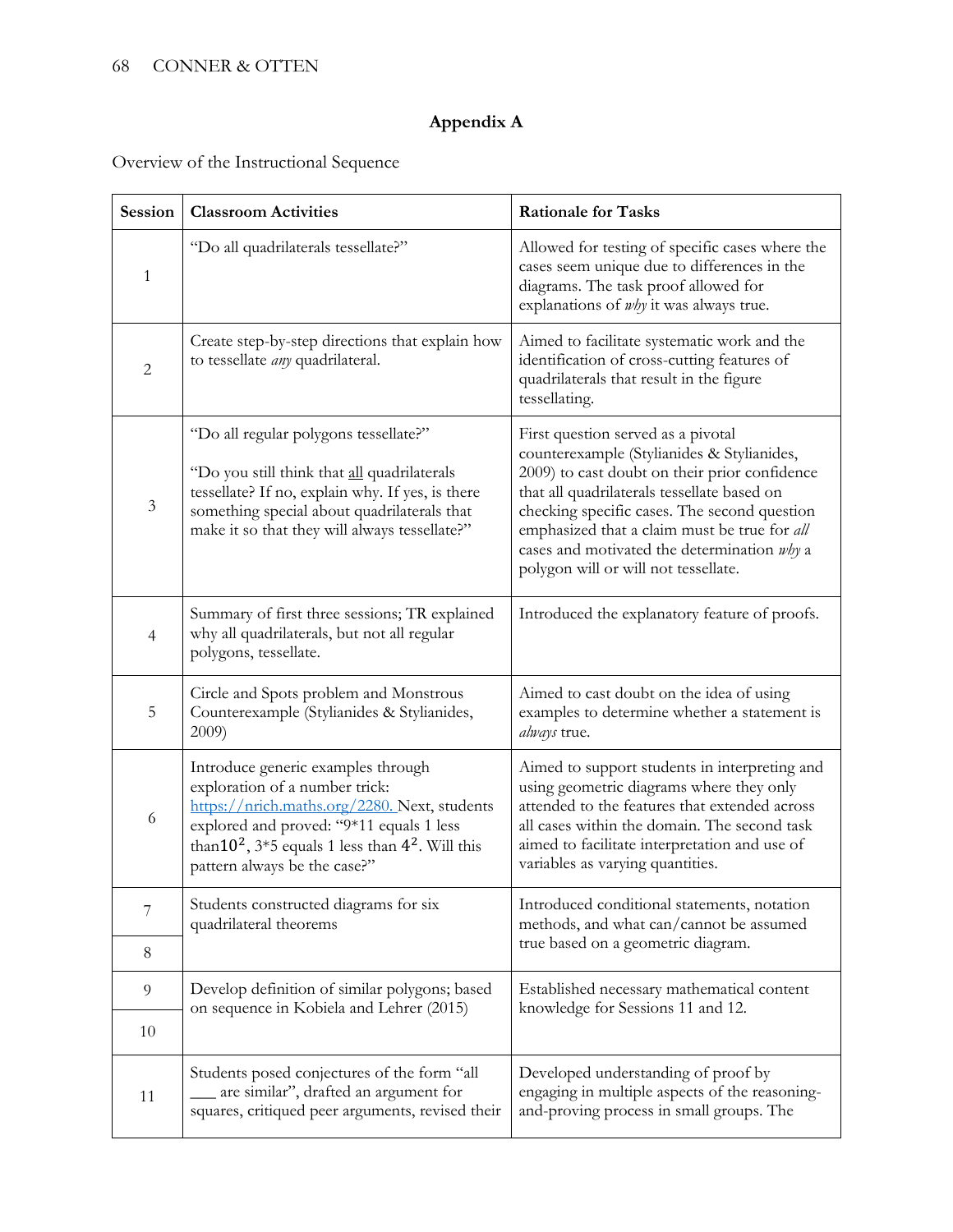## Appendix A

Overview of the Instructional Sequence

| Session | Classroom Activities | Rationale for Tasks |
|---|---|---|
| 1 | "Do all quadrilaterals tessellate?" | Allowed for testing of specific cases where the cases seem unique due to differences in the diagrams. The task proof allowed for explanations of *why* it was always true. |
| 2 | Create step-by-step directions that explain how to tessellate *any* quadrilateral. | Aimed to facilitate systematic work and the identification of cross-cutting features of quadrilaterals that result in the figure tessellating. |
| 3 | "Do all regular polygons tessellate?"<br><br>"Do you still think that <u>all</u> quadrilaterals tessellate? If no, explain why. If yes, is there something special about quadrilaterals that make it so that they will always tessellate?" | First question served as a pivotal counterexample (Stylianides & Stylianides, 2009) to cast doubt on their prior confidence that all quadrilaterals tessellate based on checking specific cases. The second question emphasized that a claim must be true for *all* cases and motivated the determination *why* a polygon will or will not tessellate. |
| 4 | Summary of first three sessions; TR explained why all quadrilaterals, but not all regular polygons, tessellate. | Introduced the explanatory feature of proofs. |
| 5 | Circle and Spots problem and Monstrous Counterexample (Stylianides & Stylianides, 2009) | Aimed to cast doubt on the idea of using examples to determine whether a statement is *always* true. |
| 6 | Introduce generic examples through exploration of a number trick: https://nrich.maths.org/2280. Next, students explored and proved: "9*11 equals 1 less than $10^2$, 3*5 equals 1 less than $4^2$. Will this pattern always be the case?" | Aimed to support students in interpreting and using geometric diagrams where they only attended to the features that extended across all cases within the domain. The second task aimed to facilitate interpretation and use of variables as varying quantities. |
| 7<br>8 | Students constructed diagrams for six quadrilateral theorems | Introduced conditional statements, notation methods, and what can/cannot be assumed true based on a geometric diagram. |
| 9<br>10 | Develop definition of similar polygons; based on sequence in Kobiela and Lehrer (2015) | Established necessary mathematical content knowledge for Sessions 11 and 12. |
| 11 | Students posed conjectures of the form "all ___ are similar", drafted an argument for squares, critiqued peer arguments, revised their | Developed understanding of proof by engaging in multiple aspects of the reasoning-and-proving process in small groups. The |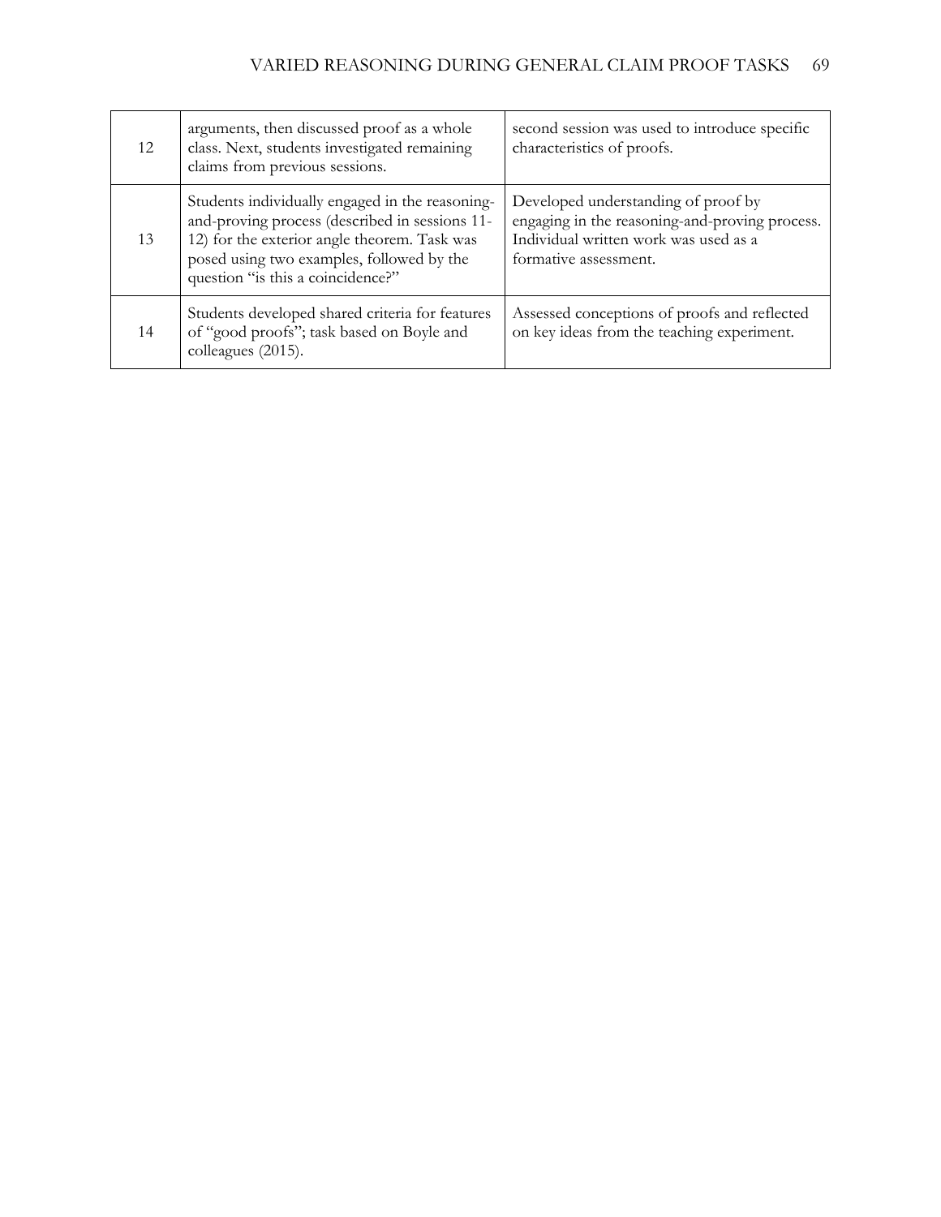| | | |
|---|---|---|
| 12 | arguments, then discussed proof as a whole class. Next, students investigated remaining claims from previous sessions. | second session was used to introduce specific characteristics of proofs. |
| 13 | Students individually engaged in the reasoning-and-proving process (described in sessions 11-12) for the exterior angle theorem. Task was posed using two examples, followed by the question "is this a coincidence?" | Developed understanding of proof by engaging in the reasoning-and-proving process. Individual written work was used as a formative assessment. |
| 14 | Students developed shared criteria for features of "good proofs"; task based on Boyle and colleagues (2015). | Assessed conceptions of proofs and reflected on key ideas from the teaching experiment. |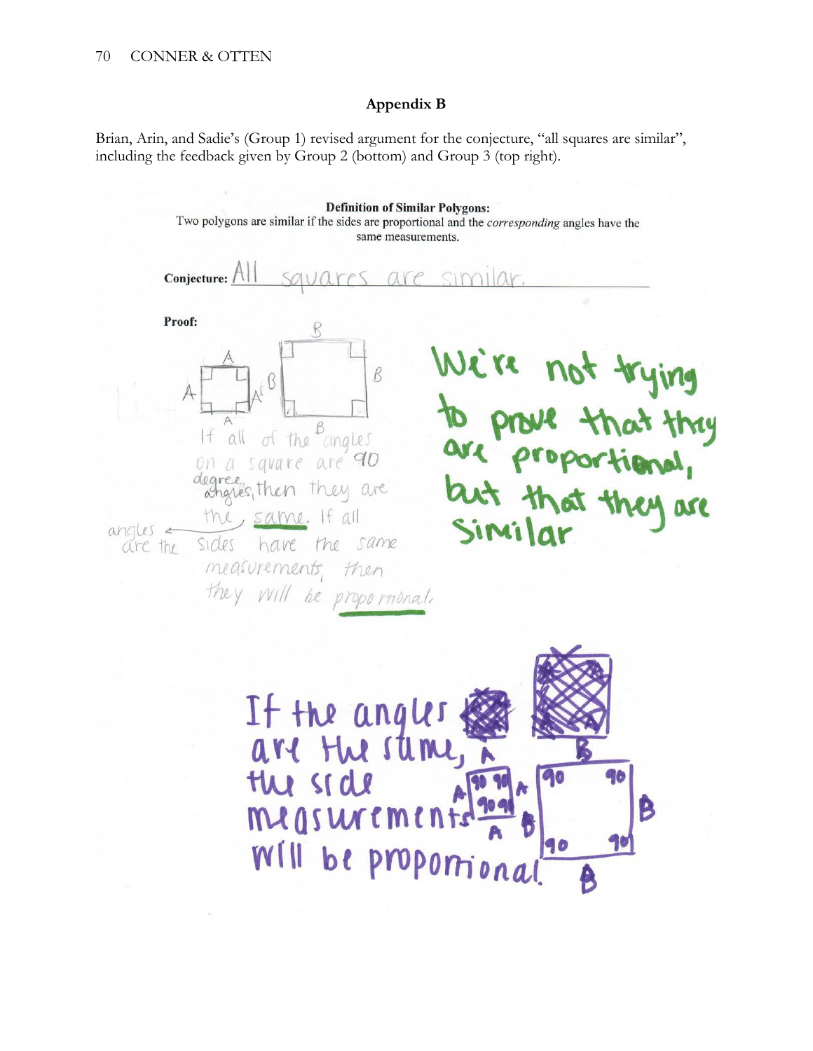## Appendix B

Brian, Arin, and Sadie's (Group 1) revised argument for the conjecture, "all squares are similar", including the feedback given by Group 2 (bottom) and Group 3 (top right).

**Definition of Similar Polygons:**
Two polygons are similar if the sides are proportional and the *corresponding* angles have the same measurements.

**Conjecture:** All squares are similar.

**Proof:**

If all of the angles on a square are 90 degree angles, then they are the same. If all sides have the same measurements, then they will be proportional.

angles are the

We're not trying to prove that they are proportional, but that they are similar

If the angles are the same, the side measurments will be proportional.